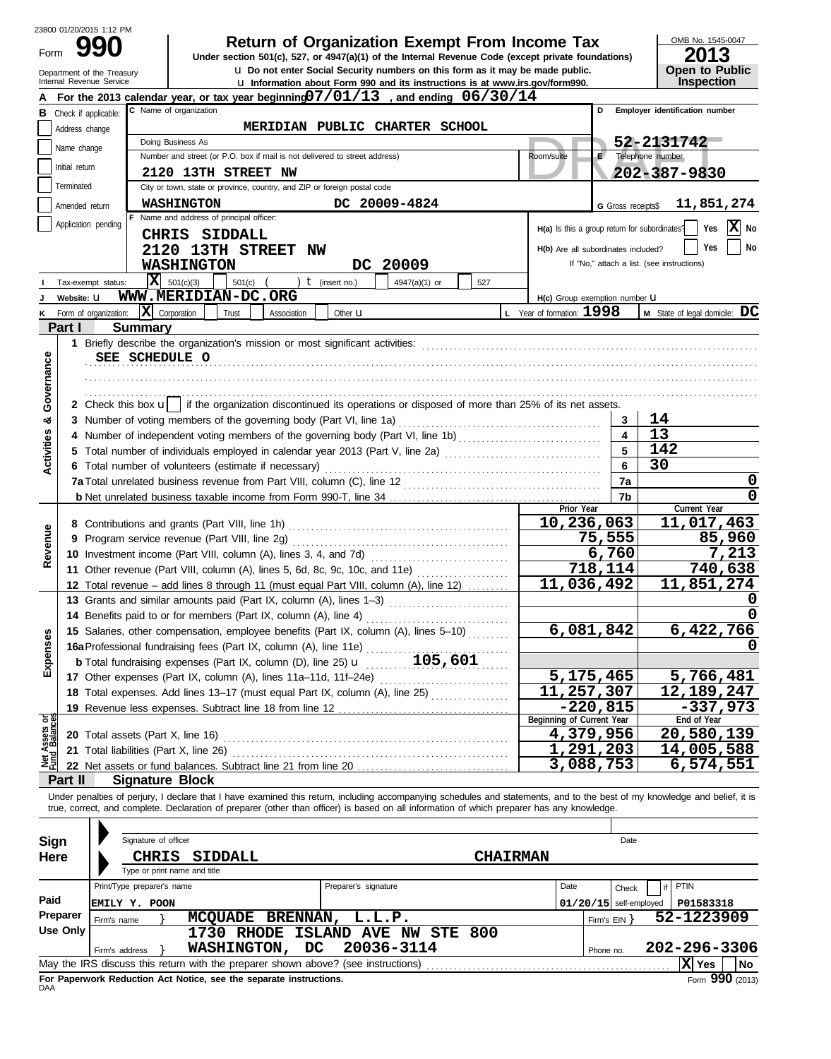23800 01/20/2015 1:12 PM

# Form 990 — Return of Organization Exempt From Income Tax

**Under section 501(c), 527, or 4947(a)(1) of the Internal Revenue Code (except private foundations)**

u Do not enter Social Security numbers on this form as it may be made public.

u Information about Form 990 and its instructions is at www.irs.gov/form990.

Department of the Treasury
Internal Revenue Service

OMB No. 1545-0047

**2013**

**Open to Public Inspection**

DRAFT

**A** For the 2013 calendar year, or tax year beginning 07/01/13, and ending 06/30/14

**B** Check if applicable: Address change | Name change | Initial return | Terminated | Amended return | Application pending

**C** Name of organization: MERIDIAN PUBLIC CHARTER SCHOOL

Doing Business As

Number and street (or P.O. box if mail is not delivered to street address): 2120 13TH STREET NW — Room/suite

City or town, state or province, country, and ZIP or foreign postal code: WASHINGTON DC 20009-4824

**D** Employer identification number: 52-2131742

**E** Telephone number: 202-387-9830

**G** Gross receipts $ 11,851,274

**F** Name and address of principal officer:
CHRIS SIDDALL
2120 13TH STREET NW
WASHINGTON DC 20009

H(a) Is this a group return for subordinates? Yes [ ] No [X]

H(b) Are all subordinates included? Yes [ ] No [ ]
If "No," attach a list. (see instructions)

**I** Tax-exempt status: [X] 501(c)(3) [ ] 501(c) ( ) t (insert no.) [ ] 4947(a)(1) or [ ] 527

**J** Website: u WWW.MERIDIAN-DC.ORG

H(c) Group exemption number u

**K** Form of organization: [X] Corporation [ ] Trust [ ] Association [ ] Other u

**L** Year of formation: 1998

**M** State of legal domicile: DC

## Part I — Summary

**Activities & Governance**

1 Briefly describe the organization's mission or most significant activities:
SEE SCHEDULE O

2 Check this box u [ ] if the organization discontinued its operations or disposed of more than 25% of its net assets.

| | | Line | |
|---|---|---|---|
| 3 | Number of voting members of the governing body (Part VI, line 1a) | 3 | 14 |
| 4 | Number of independent voting members of the governing body (Part VI, line 1b) | 4 | 13 |
| 5 | Total number of individuals employed in calendar year 2013 (Part V, line 2a) | 5 | 142 |
| 6 | Total number of volunteers (estimate if necessary) | 6 | 30 |
| 7a | Total unrelated business revenue from Part VIII, column (C), line 12 | 7a | 0 |
| b | Net unrelated business taxable income from Form 990-T, line 34 | 7b | 0 |

**Revenue / Expenses**

| | | Prior Year | Current Year |
|---|---|---|---|
| 8 | Contributions and grants (Part VIII, line 1h) | 10,236,063 | 11,017,463 |
| 9 | Program service revenue (Part VIII, line 2g) | 75,555 | 85,960 |
| 10 | Investment income (Part VIII, column (A), lines 3, 4, and 7d) | 6,760 | 7,213 |
| 11 | Other revenue (Part VIII, column (A), lines 5, 6d, 8c, 9c, 10c, and 11e) | 718,114 | 740,638 |
| 12 | Total revenue – add lines 8 through 11 (must equal Part VIII, column (A), line 12) | 11,036,492 | 11,851,274 |
| 13 | Grants and similar amounts paid (Part IX, column (A), lines 1–3) | | 0 |
| 14 | Benefits paid to or for members (Part IX, column (A), line 4) | | 0 |
| 15 | Salaries, other compensation, employee benefits (Part IX, column (A), lines 5–10) | 6,081,842 | 6,422,766 |
| 16a | Professional fundraising fees (Part IX, column (A), line 11e) | | 0 |
| b | Total fundraising expenses (Part IX, column (D), line 25) u 105,601 | | |
| 17 | Other expenses (Part IX, column (A), lines 11a–11d, 11f–24e) | 5,175,465 | 5,766,481 |
| 18 | Total expenses. Add lines 13–17 (must equal Part IX, column (A), line 25) | 11,257,307 | 12,189,247 |
| 19 | Revenue less expenses. Subtract line 18 from line 12 | -220,815 | -337,973 |

**Net Assets or Fund Balances**

| | | Beginning of Current Year | End of Year |
|---|---|---|---|
| 20 | Total assets (Part X, line 16) | 4,379,956 | 20,580,139 |
| 21 | Total liabilities (Part X, line 26) | 1,291,203 | 14,005,588 |
| 22 | Net assets or fund balances. Subtract line 21 from line 20 | 3,088,753 | 6,574,551 |

## Part II — Signature Block

Under penalties of perjury, I declare that I have examined this return, including accompanying schedules and statements, and to the best of my knowledge and belief, it is true, correct, and complete. Declaration of preparer (other than officer) is based on all information of which preparer has any knowledge.

**Sign Here**

Signature of officer — Date

CHRIS SIDDALL — CHAIRMAN

Type or print name and title

**Paid Preparer Use Only**

| Print/Type preparer's name | Preparer's signature | Date | Check [ ] if self-employed | PTIN |
|---|---|---|---|---|
| EMILY Y. POON | | 01/20/15 | | P01583318 |

Firm's name } MCQUADE BRENNAN, L.L.P. — Firm's EIN } 52-1223909

Firm's address } 1730 RHODE ISLAND AVE NW STE 800, WASHINGTON, DC 20036-3114 — Phone no. 202-296-3306

May the IRS discuss this return with the preparer shown above? (see instructions) [X] Yes [ ] No

**For Paperwork Reduction Act Notice, see the separate instructions.**

DAA — Form **990** (2013)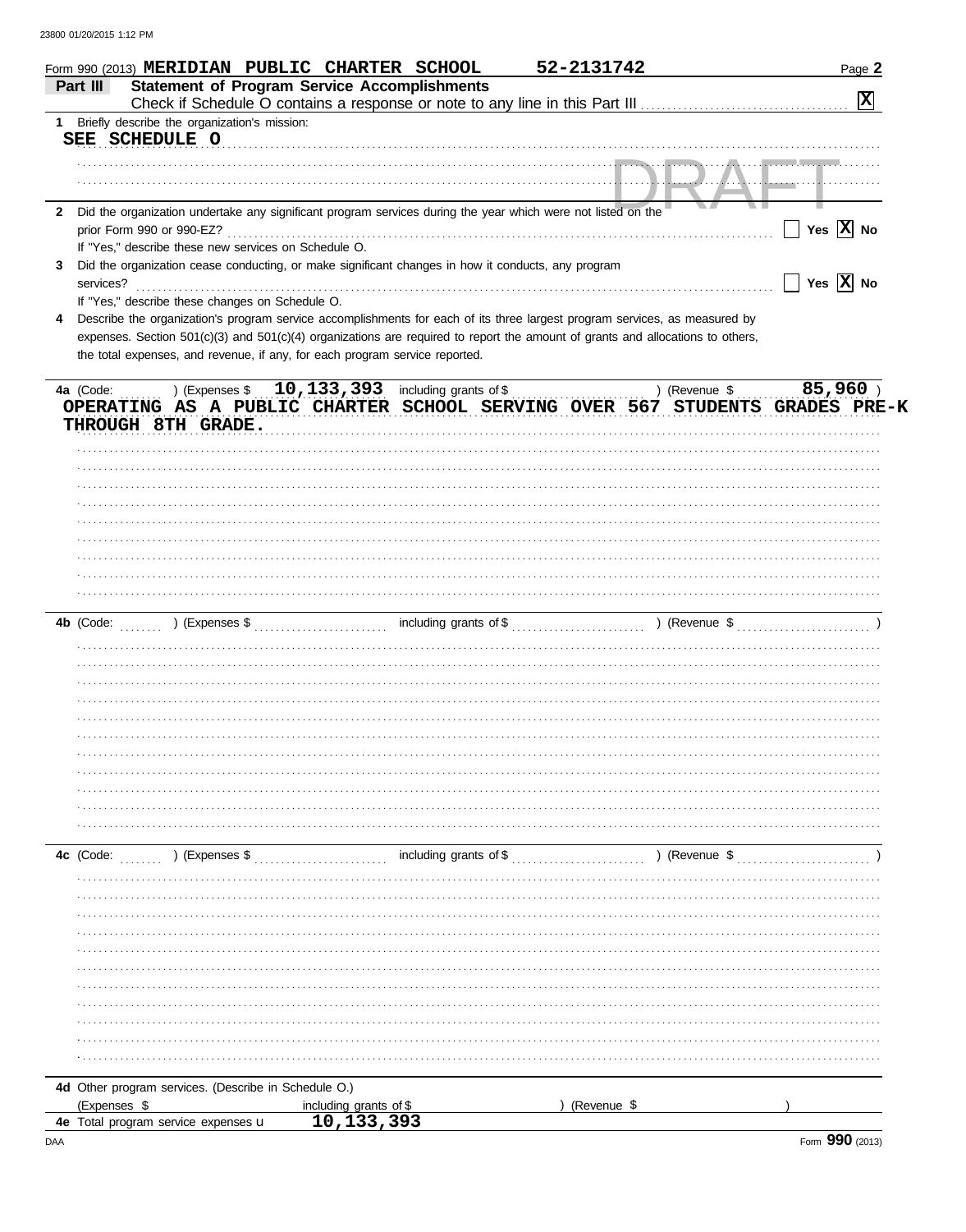Form 990 (2013) **MERIDIAN PUBLIC CHARTER SCHOOL** **52-2131742**

## Part III Statement of Program Service Accomplishments

Check if Schedule O contains a response or note to any line in this Part III .......... [X]

1 Briefly describe the organization's mission:

**SEE SCHEDULE O**

2 Did the organization undertake any significant program services during the year which were not listed on the prior Form 990 or 990-EZ? .......... [ ] Yes [X] No

If "Yes," describe these new services on Schedule O.

3 Did the organization cease conducting, or make significant changes in how it conducts, any program services? .......... [ ] Yes [X] No

If "Yes," describe these changes on Schedule O.

4 Describe the organization's program service accomplishments for each of its three largest program services, as measured by expenses. Section 501(c)(3) and 501(c)(4) organizations are required to report the amount of grants and allocations to others, the total expenses, and revenue, if any, for each program service reported.

4a (Code: ) (Expenses $ **10,133,393** including grants of $ ) (Revenue $ **85,960** )

**OPERATING AS A PUBLIC CHARTER SCHOOL SERVING OVER 567 STUDENTS GRADES PRE-K THROUGH 8TH GRADE.**

4b (Code: ) (Expenses $ including grants of $ ) (Revenue $ )

4c (Code: ) (Expenses $ including grants of $ ) (Revenue $ )

4d Other program services. (Describe in Schedule O.)

(Expenses $ including grants of $ ) (Revenue $ )

4e Total program service expenses **10,133,393**

Form **990** (2013)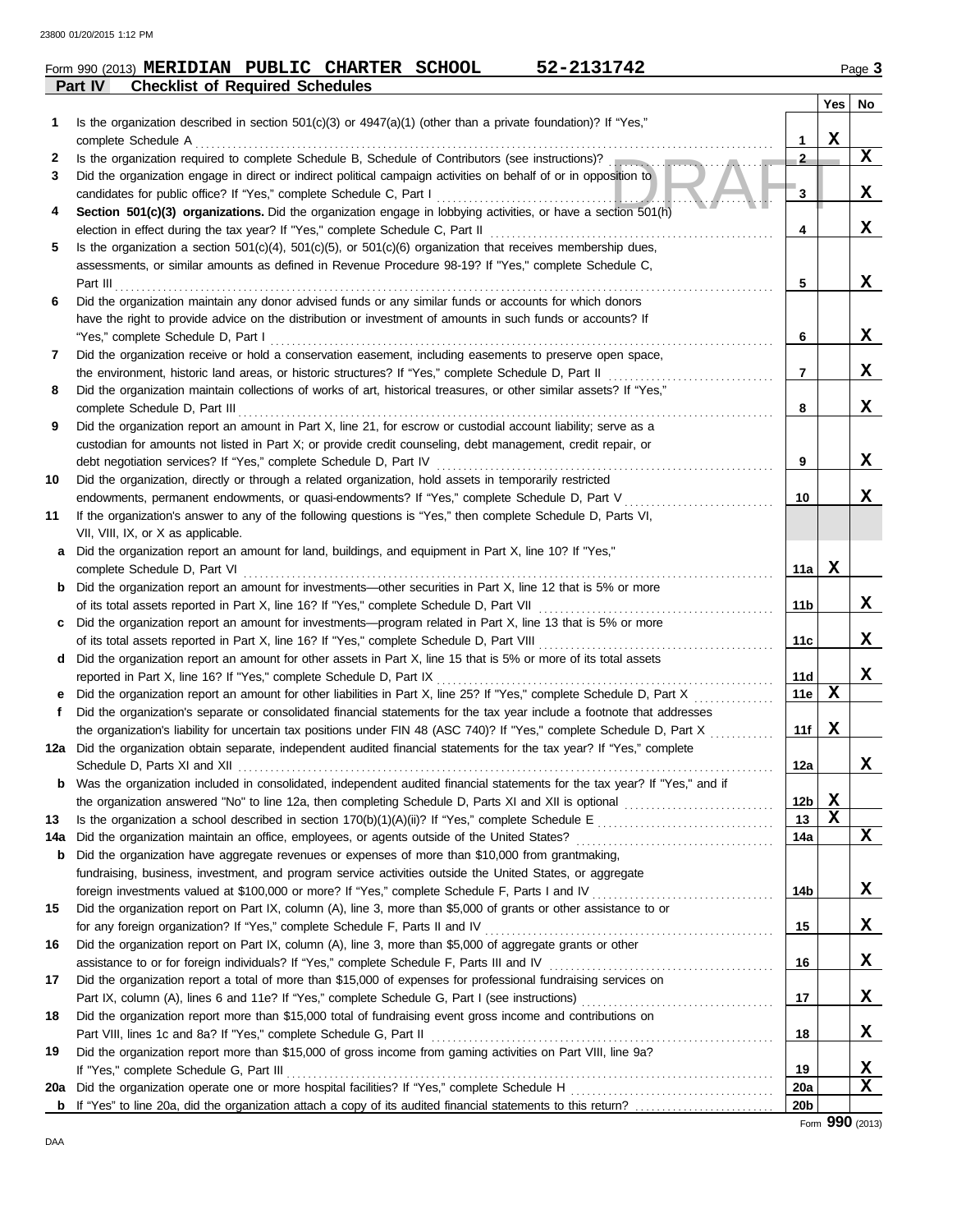Form 990 (2013) **MERIDIAN PUBLIC CHARTER SCHOOL 52-2131742** Page **3**

**Part IV Checklist of Required Schedules**

| | | | Yes | No |
|---|---|---|---|---|
| **1** | Is the organization described in section 501(c)(3) or 4947(a)(1) (other than a private foundation)? If "Yes," complete Schedule A | 1 | X | |
| **2** | Is the organization required to complete Schedule B, Schedule of Contributors (see instructions)? | 2 | | X |
| **3** | Did the organization engage in direct or indirect political campaign activities on behalf of or in opposition to candidates for public office? If "Yes," complete Schedule C, Part I | 3 | | X |
| **4** | **Section 501(c)(3) organizations.** Did the organization engage in lobbying activities, or have a section 501(h) election in effect during the tax year? If "Yes," complete Schedule C, Part II | 4 | | X |
| **5** | Is the organization a section 501(c)(4), 501(c)(5), or 501(c)(6) organization that receives membership dues, assessments, or similar amounts as defined in Revenue Procedure 98-19? If "Yes," complete Schedule C, Part III | 5 | | X |
| **6** | Did the organization maintain any donor advised funds or any similar funds or accounts for which donors have the right to provide advice on the distribution or investment of amounts in such funds or accounts? If "Yes," complete Schedule D, Part I | 6 | | X |
| **7** | Did the organization receive or hold a conservation easement, including easements to preserve open space, the environment, historic land areas, or historic structures? If "Yes," complete Schedule D, Part II | 7 | | X |
| **8** | Did the organization maintain collections of works of art, historical treasures, or other similar assets? If "Yes," complete Schedule D, Part III | 8 | | X |
| **9** | Did the organization report an amount in Part X, line 21, for escrow or custodial account liability; serve as a custodian for amounts not listed in Part X; or provide credit counseling, debt management, credit repair, or debt negotiation services? If "Yes," complete Schedule D, Part IV | 9 | | X |
| **10** | Did the organization, directly or through a related organization, hold assets in temporarily restricted endowments, permanent endowments, or quasi-endowments? If "Yes," complete Schedule D, Part V | 10 | | X |
| **11** | If the organization's answer to any of the following questions is "Yes," then complete Schedule D, Parts VI, VII, VIII, IX, or X as applicable. | | | |
| **a** | Did the organization report an amount for land, buildings, and equipment in Part X, line 10? If "Yes," complete Schedule D, Part VI | 11a | X | |
| **b** | Did the organization report an amount for investments—other securities in Part X, line 12 that is 5% or more of its total assets reported in Part X, line 16? If "Yes," complete Schedule D, Part VII | 11b | | X |
| **c** | Did the organization report an amount for investments—program related in Part X, line 13 that is 5% or more of its total assets reported in Part X, line 16? If "Yes," complete Schedule D, Part VIII | 11c | | X |
| **d** | Did the organization report an amount for other assets in Part X, line 15 that is 5% or more of its total assets reported in Part X, line 16? If "Yes," complete Schedule D, Part IX | 11d | | X |
| **e** | Did the organization report an amount for other liabilities in Part X, line 25? If "Yes," complete Schedule D, Part X | 11e | X | |
| **f** | Did the organization's separate or consolidated financial statements for the tax year include a footnote that addresses the organization's liability for uncertain tax positions under FIN 48 (ASC 740)? If "Yes," complete Schedule D, Part X | 11f | X | |
| **12a** | Did the organization obtain separate, independent audited financial statements for the tax year? If "Yes," complete Schedule D, Parts XI and XII | 12a | | X |
| **b** | Was the organization included in consolidated, independent audited financial statements for the tax year? If "Yes," and if the organization answered "No" to line 12a, then completing Schedule D, Parts XI and XII is optional | 12b | X | |
| **13** | Is the organization a school described in section 170(b)(1)(A)(ii)? If "Yes," complete Schedule E | 13 | X | |
| **14a** | Did the organization maintain an office, employees, or agents outside of the United States? | 14a | | X |
| **b** | Did the organization have aggregate revenues or expenses of more than $10,000 from grantmaking, fundraising, business, investment, and program service activities outside the United States, or aggregate foreign investments valued at $100,000 or more? If "Yes," complete Schedule F, Parts I and IV | 14b | | X |
| **15** | Did the organization report on Part IX, column (A), line 3, more than $5,000 of grants or other assistance to or for any foreign organization? If "Yes," complete Schedule F, Parts II and IV | 15 | | X |
| **16** | Did the organization report on Part IX, column (A), line 3, more than $5,000 of aggregate grants or other assistance to or for foreign individuals? If "Yes," complete Schedule F, Parts III and IV | 16 | | X |
| **17** | Did the organization report a total of more than $15,000 of expenses for professional fundraising services on Part IX, column (A), lines 6 and 11e? If "Yes," complete Schedule G, Part I (see instructions) | 17 | | X |
| **18** | Did the organization report more than $15,000 total of fundraising event gross income and contributions on Part VIII, lines 1c and 8a? If "Yes," complete Schedule G, Part II | 18 | | X |
| **19** | Did the organization report more than $15,000 of gross income from gaming activities on Part VIII, line 9a? If "Yes," complete Schedule G, Part III | 19 | | X |
| **20a** | Did the organization operate one or more hospital facilities? If "Yes," complete Schedule H | 20a | | X |
| **b** | If "Yes" to line 20a, did the organization attach a copy of its audited financial statements to this return? | 20b | | |

Form **990** (2013)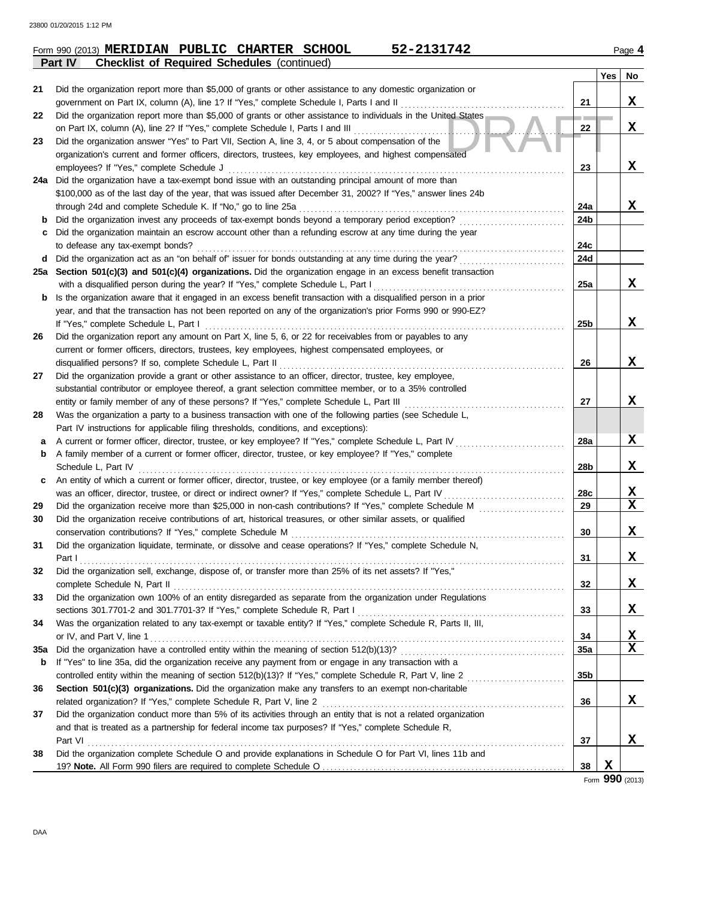Form 990 (2013) **MERIDIAN PUBLIC CHARTER SCHOOL 52-2131742** Page **4**

**Part IV Checklist of Required Schedules** (continued)

DRAFT

| | | | Yes | No |
|---|---|---|---|---|
| 21 | Did the organization report more than $5,000 of grants or other assistance to any domestic organization or government on Part IX, column (A), line 1? If "Yes," complete Schedule I, Parts I and II | 21 | | X |
| 22 | Did the organization report more than $5,000 of grants or other assistance to individuals in the United States on Part IX, column (A), line 2? If "Yes," complete Schedule I, Parts I and III | 22 | | X |
| 23 | Did the organization answer "Yes" to Part VII, Section A, line 3, 4, or 5 about compensation of the organization's current and former officers, directors, trustees, key employees, and highest compensated employees? If "Yes," complete Schedule J | 23 | | X |
| 24a | Did the organization have a tax-exempt bond issue with an outstanding principal amount of more than $100,000 as of the last day of the year, that was issued after December 31, 2002? If "Yes," answer lines 24b through 24d and complete Schedule K. If "No," go to line 25a | 24a | | X |
| b | Did the organization invest any proceeds of tax-exempt bonds beyond a temporary period exception? | 24b | | |
| c | Did the organization maintain an escrow account other than a refunding escrow at any time during the year to defease any tax-exempt bonds? | 24c | | |
| d | Did the organization act as an "on behalf of" issuer for bonds outstanding at any time during the year? | 24d | | |
| 25a | **Section 501(c)(3) and 501(c)(4) organizations.** Did the organization engage in an excess benefit transaction with a disqualified person during the year? If "Yes," complete Schedule L, Part I | 25a | | X |
| b | Is the organization aware that it engaged in an excess benefit transaction with a disqualified person in a prior year, and that the transaction has not been reported on any of the organization's prior Forms 990 or 990-EZ? If "Yes," complete Schedule L, Part I | 25b | | X |
| 26 | Did the organization report any amount on Part X, line 5, 6, or 22 for receivables from or payables to any current or former officers, directors, trustees, key employees, highest compensated employees, or disqualified persons? If so, complete Schedule L, Part II | 26 | | X |
| 27 | Did the organization provide a grant or other assistance to an officer, director, trustee, key employee, substantial contributor or employee thereof, a grant selection committee member, or to a 35% controlled entity or family member of any of these persons? If "Yes," complete Schedule L, Part III | 27 | | X |
| 28 | Was the organization a party to a business transaction with one of the following parties (see Schedule L, Part IV instructions for applicable filing thresholds, conditions, and exceptions): | | | |
| a | A current or former officer, director, trustee, or key employee? If "Yes," complete Schedule L, Part IV | 28a | | X |
| b | A family member of a current or former officer, director, trustee, or key employee? If "Yes," complete Schedule L, Part IV | 28b | | X |
| c | An entity of which a current or former officer, director, trustee, or key employee (or a family member thereof) was an officer, director, trustee, or direct or indirect owner? If "Yes," complete Schedule L, Part IV | 28c | | X |
| 29 | Did the organization receive more than $25,000 in non-cash contributions? If "Yes," complete Schedule M | 29 | | X |
| 30 | Did the organization receive contributions of art, historical treasures, or other similar assets, or qualified conservation contributions? If "Yes," complete Schedule M | 30 | | X |
| 31 | Did the organization liquidate, terminate, or dissolve and cease operations? If "Yes," complete Schedule N, Part I | 31 | | X |
| 32 | Did the organization sell, exchange, dispose of, or transfer more than 25% of its net assets? If "Yes," complete Schedule N, Part II | 32 | | X |
| 33 | Did the organization own 100% of an entity disregarded as separate from the organization under Regulations sections 301.7701-2 and 301.7701-3? If "Yes," complete Schedule R, Part I | 33 | | X |
| 34 | Was the organization related to any tax-exempt or taxable entity? If "Yes," complete Schedule R, Parts II, III, or IV, and Part V, line 1 | 34 | | X |
| 35a | Did the organization have a controlled entity within the meaning of section 512(b)(13)? | 35a | | X |
| b | If "Yes" to line 35a, did the organization receive any payment from or engage in any transaction with a controlled entity within the meaning of section 512(b)(13)? If "Yes," complete Schedule R, Part V, line 2 | 35b | | |
| 36 | **Section 501(c)(3) organizations.** Did the organization make any transfers to an exempt non-charitable related organization? If "Yes," complete Schedule R, Part V, line 2 | 36 | | X |
| 37 | Did the organization conduct more than 5% of its activities through an entity that is not a related organization and that is treated as a partnership for federal income tax purposes? If "Yes," complete Schedule R, Part VI | 37 | | X |
| 38 | Did the organization complete Schedule O and provide explanations in Schedule O for Part VI, lines 11b and 19? **Note.** All Form 990 filers are required to complete Schedule O | 38 | X | |

Form **990** (2013)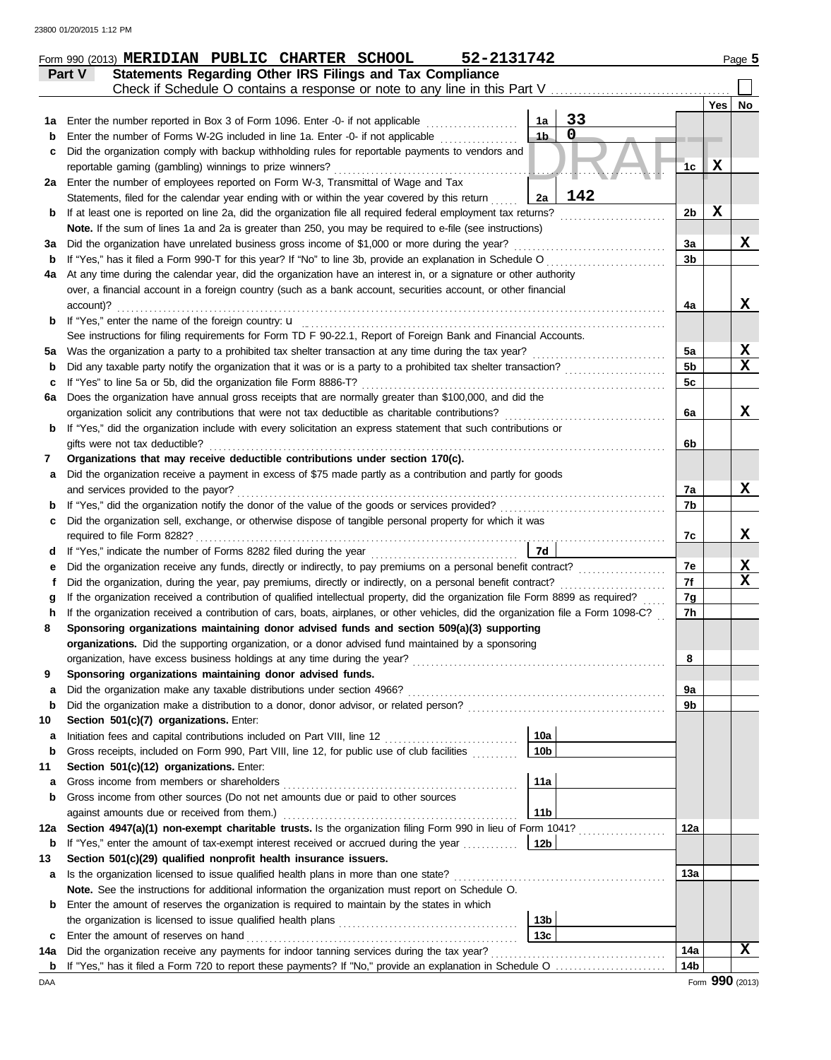Form 990 (2013) **MERIDIAN PUBLIC CHARTER SCHOOL** 52-2131742 Page **5**

## Part V Statements Regarding Other IRS Filings and Tax Compliance

Check if Schedule O contains a response or note to any line in this Part V ☐

| | | | | | Yes | No |
|---|---|---|---|---|---|---|
| **1a** | Enter the number reported in Box 3 of Form 1096. Enter -0- if not applicable | 1a | 33 | | | |
| **b** | Enter the number of Forms W-2G included in line 1a. Enter -0- if not applicable | 1b | 0 | | | |
| **c** | Did the organization comply with backup withholding rules for reportable payments to vendors and reportable gaming (gambling) winnings to prize winners? | | | 1c | X | |
| **2a** | Enter the number of employees reported on Form W-3, Transmittal of Wage and Tax Statements, filed for the calendar year ending with or within the year covered by this return | 2a | 142 | | | |
| **b** | If at least one is reported on line 2a, did the organization file all required federal employment tax returns? | | | 2b | X | |
| | **Note.** If the sum of lines 1a and 2a is greater than 250, you may be required to e-file (see instructions) | | | | | |
| **3a** | Did the organization have unrelated business gross income of $1,000 or more during the year? | | | 3a | | X |
| **b** | If "Yes," has it filed a Form 990-T for this year? If "No" to line 3b, provide an explanation in Schedule O | | | 3b | | |
| **4a** | At any time during the calendar year, did the organization have an interest in, or a signature or other authority over, a financial account in a foreign country (such as a bank account, securities account, or other financial account)? | | | 4a | | X |
| **b** | If "Yes," enter the name of the foreign country: u | | | | | |
| | See instructions for filing requirements for Form TD F 90-22.1, Report of Foreign Bank and Financial Accounts. | | | | | |
| **5a** | Was the organization a party to a prohibited tax shelter transaction at any time during the tax year? | | | 5a | | X |
| **b** | Did any taxable party notify the organization that it was or is a party to a prohibited tax shelter transaction? | | | 5b | | X |
| **c** | If "Yes" to line 5a or 5b, did the organization file Form 8886-T? | | | 5c | | |
| **6a** | Does the organization have annual gross receipts that are normally greater than $100,000, and did the organization solicit any contributions that were not tax deductible as charitable contributions? | | | 6a | | X |
| **b** | If "Yes," did the organization include with every solicitation an express statement that such contributions or gifts were not tax deductible? | | | 6b | | |
| **7** | **Organizations that may receive deductible contributions under section 170(c).** | | | | | |
| **a** | Did the organization receive a payment in excess of $75 made partly as a contribution and partly for goods and services provided to the payor? | | | 7a | | X |
| **b** | If "Yes," did the organization notify the donor of the value of the goods or services provided? | | | 7b | | |
| **c** | Did the organization sell, exchange, or otherwise dispose of tangible personal property for which it was required to file Form 8282? | | | 7c | | X |
| **d** | If "Yes," indicate the number of Forms 8282 filed during the year | 7d | | | | |
| **e** | Did the organization receive any funds, directly or indirectly, to pay premiums on a personal benefit contract? | | | 7e | | X |
| **f** | Did the organization, during the year, pay premiums, directly or indirectly, on a personal benefit contract? | | | 7f | | X |
| **g** | If the organization received a contribution of qualified intellectual property, did the organization file Form 8899 as required? | | | 7g | | |
| **h** | If the organization received a contribution of cars, boats, airplanes, or other vehicles, did the organization file a Form 1098-C? | | | 7h | | |
| **8** | **Sponsoring organizations maintaining donor advised funds and section 509(a)(3) supporting organizations.** Did the supporting organization, or a donor advised fund maintained by a sponsoring organization, have excess business holdings at any time during the year? | | | 8 | | |
| **9** | **Sponsoring organizations maintaining donor advised funds.** | | | | | |
| **a** | Did the organization make any taxable distributions under section 4966? | | | 9a | | |
| **b** | Did the organization make a distribution to a donor, donor advisor, or related person? | | | 9b | | |
| **10** | **Section 501(c)(7) organizations.** Enter: | | | | | |
| **a** | Initiation fees and capital contributions included on Part VIII, line 12 | 10a | | | | |
| **b** | Gross receipts, included on Form 990, Part VIII, line 12, for public use of club facilities | 10b | | | | |
| **11** | **Section 501(c)(12) organizations.** Enter: | | | | | |
| **a** | Gross income from members or shareholders | 11a | | | | |
| **b** | Gross income from other sources (Do not net amounts due or paid to other sources against amounts due or received from them.) | 11b | | | | |
| **12a** | **Section 4947(a)(1) non-exempt charitable trusts.** Is the organization filing Form 990 in lieu of Form 1041? | | | 12a | | |
| **b** | If "Yes," enter the amount of tax-exempt interest received or accrued during the year | 12b | | | | |
| **13** | **Section 501(c)(29) qualified nonprofit health insurance issuers.** | | | | | |
| **a** | Is the organization licensed to issue qualified health plans in more than one state? | | | 13a | | |
| | **Note.** See the instructions for additional information the organization must report on Schedule O. | | | | | |
| **b** | Enter the amount of reserves the organization is required to maintain by the states in which the organization is licensed to issue qualified health plans | 13b | | | | |
| **c** | Enter the amount of reserves on hand | 13c | | | | |
| **14a** | Did the organization receive any payments for indoor tanning services during the tax year? | | | 14a | | X |
| **b** | If "Yes," has it filed a Form 720 to report these payments? If "No," provide an explanation in Schedule O | | | 14b | | |

DAA Form **990** (2013)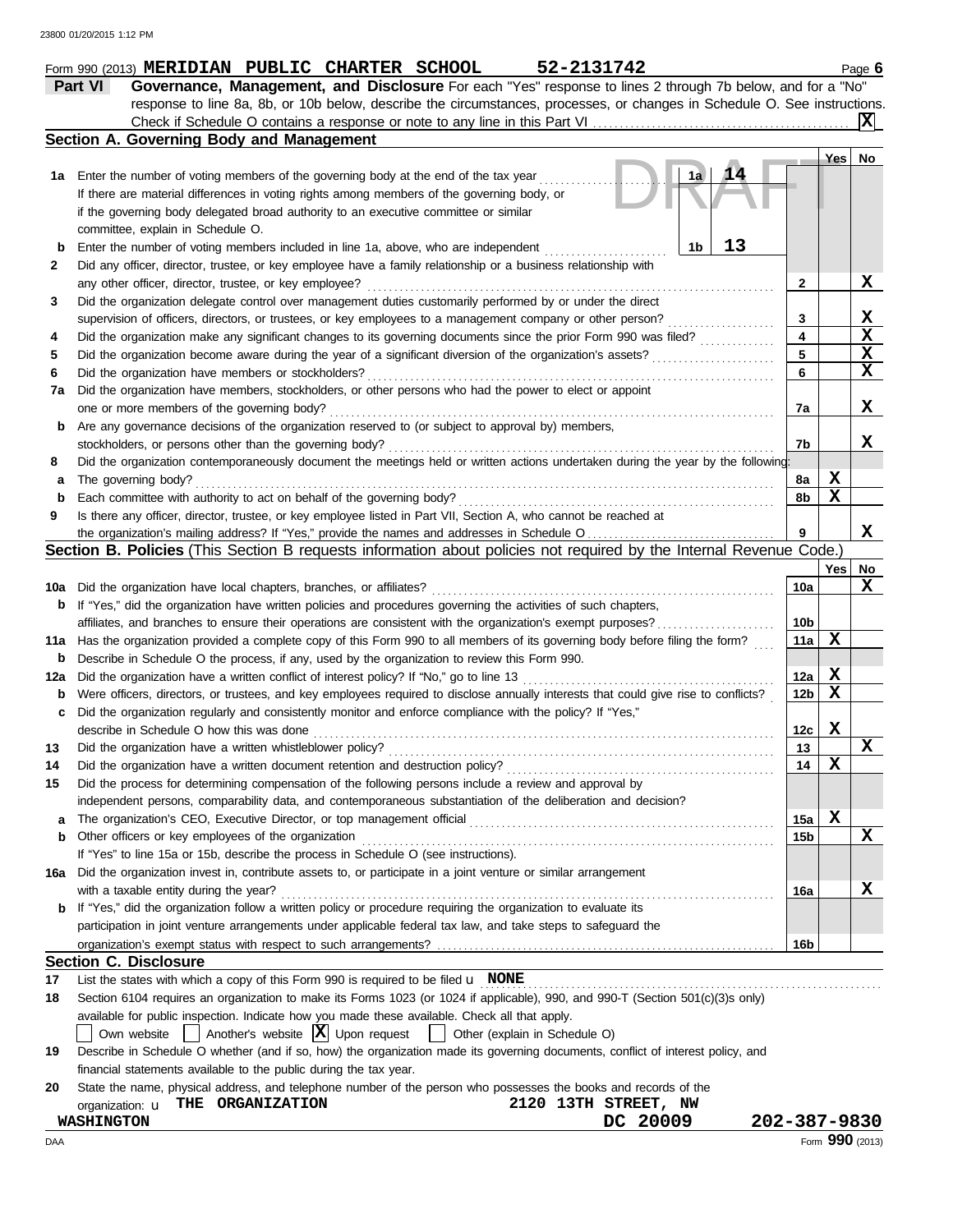23800 01/20/2015 1:12 PM

Form 990 (2013) **MERIDIAN PUBLIC CHARTER SCHOOL 52-2131742** Page **6**

## Part VI Governance, Management, and Disclosure

For each "Yes" response to lines 2 through 7b below, and for a "No" response to line 8a, 8b, or 10b below, describe the circumstances, processes, or changes in Schedule O. See instructions.

Check if Schedule O contains a response or note to any line in this Part VI ... [X]

### Section A. Governing Body and Management

| | | | | Yes | No |
|---|---|---|---|---|---|
| 1a | Enter the number of voting members of the governing body at the end of the tax year. If there are material differences in voting rights among members of the governing body, or if the governing body delegated broad authority to an executive committee or similar committee, explain in Schedule O. | 1a: 14 | | | |
| b | Enter the number of voting members included in line 1a, above, who are independent | 1b: 13 | | | |
| 2 | Did any officer, director, trustee, or key employee have a family relationship or a business relationship with any other officer, director, trustee, or key employee? | | 2 | | X |
| 3 | Did the organization delegate control over management duties customarily performed by or under the direct supervision of officers, directors, or trustees, or key employees to a management company or other person? | | 3 | | X |
| 4 | Did the organization make any significant changes to its governing documents since the prior Form 990 was filed? | | 4 | | X |
| 5 | Did the organization become aware during the year of a significant diversion of the organization's assets? | | 5 | | X |
| 6 | Did the organization have members or stockholders? | | 6 | | X |
| 7a | Did the organization have members, stockholders, or other persons who had the power to elect or appoint one or more members of the governing body? | | 7a | | X |
| b | Are any governance decisions of the organization reserved to (or subject to approval by) members, stockholders, or persons other than the governing body? | | 7b | | X |
| 8 | Did the organization contemporaneously document the meetings held or written actions undertaken during the year by the following: | | | | |
| a | The governing body? | | 8a | X | |
| b | Each committee with authority to act on behalf of the governing body? | | 8b | X | |
| 9 | Is there any officer, director, trustee, or key employee listed in Part VII, Section A, who cannot be reached at the organization's mailing address? If "Yes," provide the names and addresses in Schedule O | | 9 | | X |

### Section B. Policies (This Section B requests information about policies not required by the Internal Revenue Code.)

| | | | Yes | No |
|---|---|---|---|---|
| 10a | Did the organization have local chapters, branches, or affiliates? | 10a | | X |
| b | If "Yes," did the organization have written policies and procedures governing the activities of such chapters, affiliates, and branches to ensure their operations are consistent with the organization's exempt purposes? | 10b | | |
| 11a | Has the organization provided a complete copy of this Form 990 to all members of its governing body before filing the form? | 11a | X | |
| b | Describe in Schedule O the process, if any, used by the organization to review this Form 990. | | | |
| 12a | Did the organization have a written conflict of interest policy? If "No," go to line 13 | 12a | X | |
| b | Were officers, directors, or trustees, and key employees required to disclose annually interests that could give rise to conflicts? | 12b | X | |
| c | Did the organization regularly and consistently monitor and enforce compliance with the policy? If "Yes," describe in Schedule O how this was done | 12c | X | |
| 13 | Did the organization have a written whistleblower policy? | 13 | | X |
| 14 | Did the organization have a written document retention and destruction policy? | 14 | X | |
| 15 | Did the process for determining compensation of the following persons include a review and approval by independent persons, comparability data, and contemporaneous substantiation of the deliberation and decision? | | | |
| a | The organization's CEO, Executive Director, or top management official | 15a | X | |
| b | Other officers or key employees of the organization | 15b | | X |
| | If "Yes" to line 15a or 15b, describe the process in Schedule O (see instructions). | | | |
| 16a | Did the organization invest in, contribute assets to, or participate in a joint venture or similar arrangement with a taxable entity during the year? | 16a | | X |
| b | If "Yes," did the organization follow a written policy or procedure requiring the organization to evaluate its participation in joint venture arrangements under applicable federal tax law, and take steps to safeguard the organization's exempt status with respect to such arrangements? | 16b | | |

### Section C. Disclosure

17 List the states with which a copy of this Form 990 is required to be filed u **NONE**

18 Section 6104 requires an organization to make its Forms 1023 (or 1024 if applicable), 990, and 990-T (Section 501(c)(3)s only) available for public inspection. Indicate how you made these available. Check all that apply.

[ ] Own website [ ] Another's website [X] Upon request [ ] Other (explain in Schedule O)

19 Describe in Schedule O whether (and if so, how) the organization made its governing documents, conflict of interest policy, and financial statements available to the public during the tax year.

20 State the name, physical address, and telephone number of the person who possesses the books and records of the organization: u **THE ORGANIZATION 2120 13TH STREET, NW WASHINGTON DC 20009 202-387-9830**

DAA Form **990** (2013)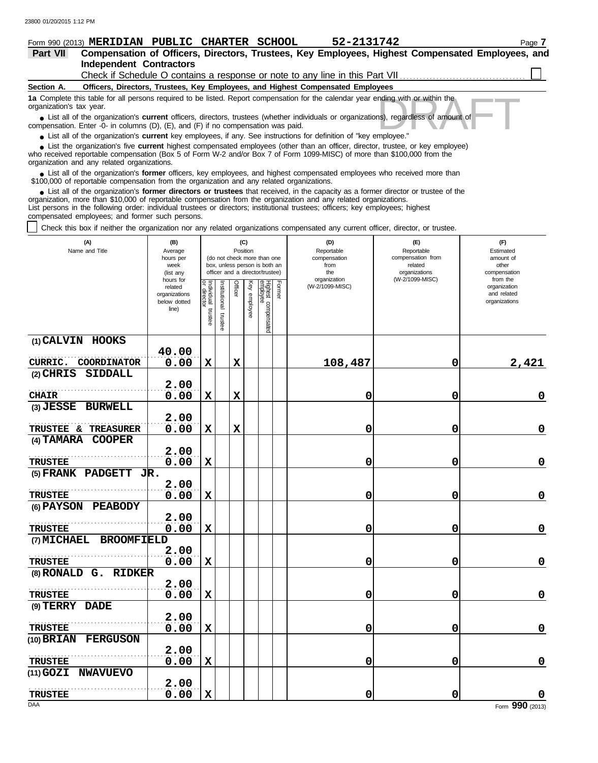Form 990 (2013) **MERIDIAN PUBLIC CHARTER SCHOOL** **52-2131742**

## Part VII Compensation of Officers, Directors, Trustees, Key Employees, Highest Compensated Employees, and Independent Contractors

Check if Schedule O contains a response or note to any line in this Part VII ☐

**Section A. Officers, Directors, Trustees, Key Employees, and Highest Compensated Employees**

**1a** Complete this table for all persons required to be listed. Report compensation for the calendar year ending with or within the organization's tax year.

DRAFT

- List all of the organization's **current** officers, directors, trustees (whether individuals or organizations), regardless of amount of compensation. Enter -0- in columns (D), (E), and (F) if no compensation was paid.
- List all of the organization's **current** key employees, if any. See instructions for definition of "key employee."
- List the organization's five **current** highest compensated employees (other than an officer, director, trustee, or key employee) who received reportable compensation (Box 5 of Form W-2 and/or Box 7 of Form 1099-MISC) of more than $100,000 from the organization and any related organizations.
- List all of the organization's **former** officers, key employees, and highest compensated employees who received more than $100,000 of reportable compensation from the organization and any related organizations.
- List all of the organization's **former directors or trustees** that received, in the capacity as a former director or trustee of the organization, more than $10,000 of reportable compensation from the organization and any related organizations.

List persons in the following order: individual trustees or directors; institutional trustees; officers; key employees; highest compensated employees; and former such persons.

☐ Check this box if neither the organization nor any related organizations compensated any current officer, director, or trustee.

| (A) Name and Title | (B) Average hours per week (list any hours for related organizations below dotted line) | (C) Position: Individual trustee or director | Institutional trustee | Officer | Key employee | Highest compensated employee | Former | (D) Reportable compensation from the organization (W-2/1099-MISC) | (E) Reportable compensation from related organizations (W-2/1099-MISC) | (F) Estimated amount of other compensation from the organization and related organizations |
|---|---|---|---|---|---|---|---|---|---|---|
| (1) CALVIN HOOKS<br>CURRIC. COORDINATOR | 40.00<br>0.00 | X | | X | | | | 108,487 | 0 | 2,421 |
| (2) CHRIS SIDDALL<br>CHAIR | 2.00<br>0.00 | X | | X | | | | 0 | 0 | 0 |
| (3) JESSE BURWELL<br>TRUSTEE & TREASURER | 2.00<br>0.00 | X | | X | | | | 0 | 0 | 0 |
| (4) TAMARA COOPER<br>TRUSTEE | 2.00<br>0.00 | X | | | | | | 0 | 0 | 0 |
| (5) FRANK PADGETT JR.<br>TRUSTEE | 2.00<br>0.00 | X | | | | | | 0 | 0 | 0 |
| (6) PAYSON PEABODY<br>TRUSTEE | 2.00<br>0.00 | X | | | | | | 0 | 0 | 0 |
| (7) MICHAEL BROOMFIELD<br>TRUSTEE | 2.00<br>0.00 | X | | | | | | 0 | 0 | 0 |
| (8) RONALD G. RIDKER<br>TRUSTEE | 2.00<br>0.00 | X | | | | | | 0 | 0 | 0 |
| (9) TERRY DADE<br>TRUSTEE | 2.00<br>0.00 | X | | | | | | 0 | 0 | 0 |
| (10) BRIAN FERGUSON<br>TRUSTEE | 2.00<br>0.00 | X | | | | | | 0 | 0 | 0 |
| (11) GOZI NWAVUEVO<br>TRUSTEE | 2.00<br>0.00 | X | | | | | | 0 | 0 | 0 |

Form **990** (2013)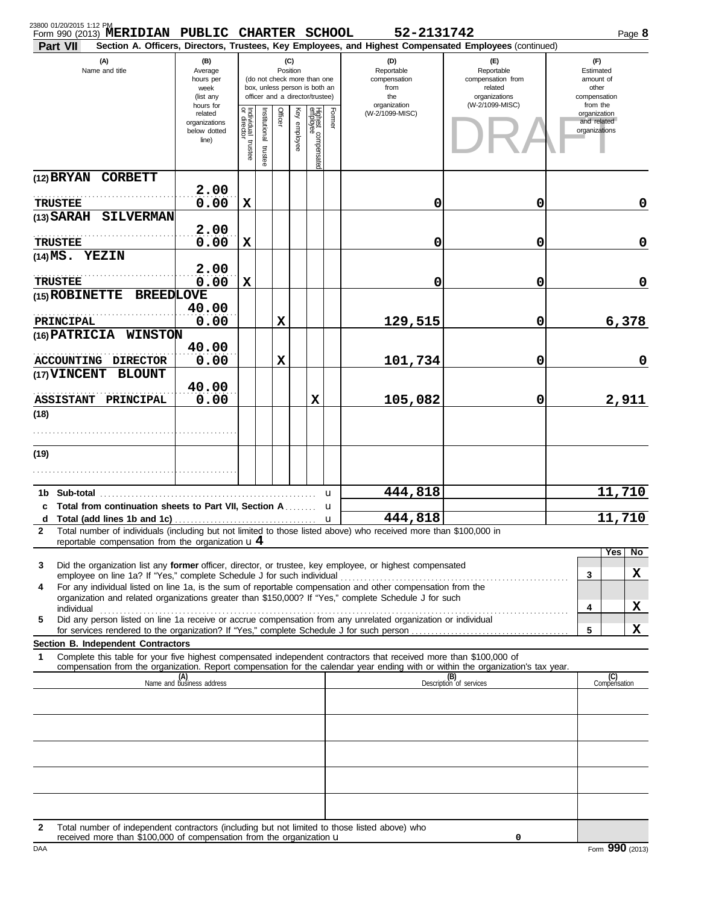Form 990 (2013) **MERIDIAN PUBLIC CHARTER SCHOOL** 52-2131742

**Part VII Section A. Officers, Directors, Trustees, Key Employees, and Highest Compensated Employees** (continued)

| (A) Name and title | (B) Average hours per week (list any hours for related organizations below dotted line) | (C) Position: Individual trustee or director | Institutional trustee | Officer | Key employee | Highest compensated employee | Former | (D) Reportable compensation from the organization (W-2/1099-MISC) | (E) Reportable compensation from related organizations (W-2/1099-MISC) | (F) Estimated amount of other compensation from the organization and related organizations |
|---|---|---|---|---|---|---|---|---|---|---|
| (12) BRYAN CORBETT<br>TRUSTEE | 2.00<br>0.00 | X | | | | | | 0 | 0 | 0 |
| (13) SARAH SILVERMAN<br>TRUSTEE | 2.00<br>0.00 | X | | | | | | 0 | 0 | 0 |
| (14) MS. YEZIN<br>TRUSTEE | 2.00<br>0.00 | X | | | | | | 0 | 0 | 0 |
| (15) ROBINETTE BREEDLOVE<br>PRINCIPAL | 40.00<br>0.00 | | | X | | | | 129,515 | 0 | 6,378 |
| (16) PATRICIA WINSTON<br>ACCOUNTING DIRECTOR | 40.00<br>0.00 | | | X | | | | 101,734 | 0 | 0 |
| (17) VINCENT BLOUNT<br>ASSISTANT PRINCIPAL | 40.00<br>0.00 | | | | | X | | 105,082 | 0 | 2,911 |
| (18) | | | | | | | | | | |
| (19) | | | | | | | | | | |
| **1b Sub-total** | | | | | | | | 444,818 | | 11,710 |
| **c Total from continuation sheets to Part VII, Section A** | | | | | | | | | | |
| **d Total (add lines 1b and 1c)** | | | | | | | | 444,818 | | 11,710 |

**2** Total number of individuals (including but not limited to those listed above) who received more than $100,000 in reportable compensation from the organization u **4**

| | | Yes | No |
|---|---|---|---|
| **3** Did the organization list any **former** officer, director, or trustee, key employee, or highest compensated employee on line 1a? If "Yes," complete Schedule J for such individual | 3 | | X |
| **4** For any individual listed on line 1a, is the sum of reportable compensation and other compensation from the organization and related organizations greater than $150,000? If "Yes," complete Schedule J for such individual | 4 | | X |
| **5** Did any person listed on line 1a receive or accrue compensation from any unrelated organization or individual for services rendered to the organization? If "Yes," complete Schedule J for such person | 5 | | X |

**Section B. Independent Contractors**

**1** Complete this table for your five highest compensated independent contractors that received more than $100,000 of compensation from the organization. Report compensation for the calendar year ending with or within the organization's tax year.

| (A) Name and business address | (B) Description of services | (C) Compensation |
|---|---|---|
| | | |
| | | |
| | | |
| | | |
| | | |

**2** Total number of independent contractors (including but not limited to those listed above) who received more than $100,000 of compensation from the organization u 0

Form **990** (2013)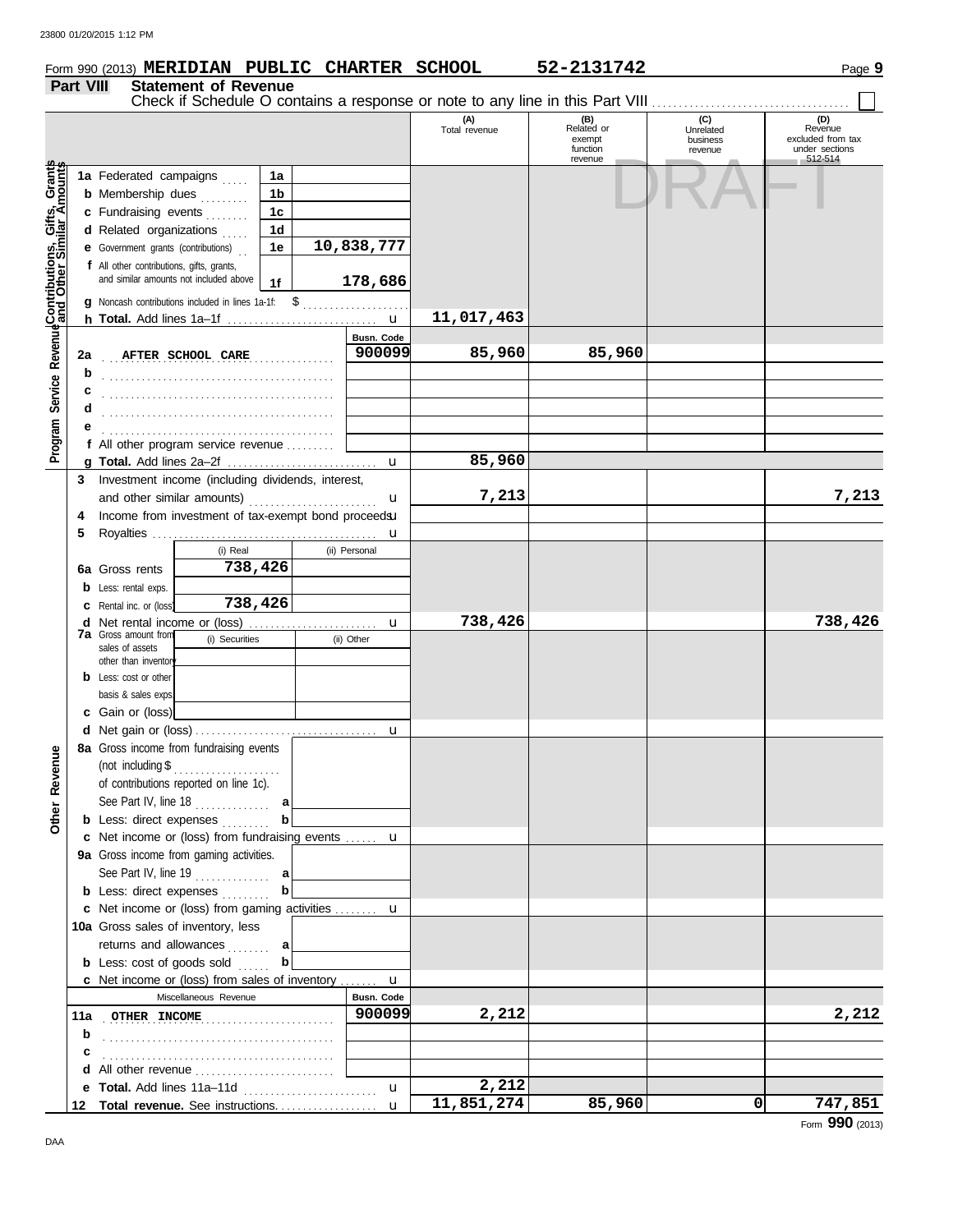Form 990 (2013) **MERIDIAN PUBLIC CHARTER SCHOOL** **52-2131742** Page **9**

## Part VIII Statement of Revenue

Check if Schedule O contains a response or note to any line in this Part VIII ☐

DRAFT

| | | | (A) Total revenue | (B) Related or exempt function revenue | (C) Unrelated business revenue | (D) Revenue excluded from tax under sections 512-514 |
|---|---|---|---|---|---|---|
| **Contributions, Gifts, Grants and Other Similar Amounts** | 1a Federated campaigns | 1a | | | | |
| | b Membership dues | 1b | | | | |
| | c Fundraising events | 1c | | | | |
| | d Related organizations | 1d | | | | |
| | e Government grants (contributions) | 1e | 10,838,777 | | | |
| | f All other contributions, gifts, grants, and similar amounts not included above | 1f | 178,686 | | | |
| | g Noncash contributions included in lines 1a-1f: $ | | | | | |
| | h **Total.** Add lines 1a–1f | | 11,017,463 | | | |
| **Program Service Revenue** | | Busn. Code | | | | |
| | 2a AFTER SCHOOL CARE | 900099 | 85,960 | 85,960 | | |
| | b | | | | | |
| | c | | | | | |
| | d | | | | | |
| | e | | | | | |
| | f All other program service revenue | | | | | |
| | g **Total.** Add lines 2a–2f | | 85,960 | | | |
| | 3 Investment income (including dividends, interest, and other similar amounts) | | 7,213 | | | 7,213 |
| | 4 Income from investment of tax-exempt bond proceeds | | | | | |
| | 5 Royalties | | | | | |
| | | (i) Real / (ii) Personal | | | | |
| | 6a Gross rents | 738,426 / | | | | |
| | b Less: rental exps. | | | | | |
| | c Rental inc. or (loss) | 738,426 / | | | | |
| | d Net rental income or (loss) | | 738,426 | | | 738,426 |
| | 7a Gross amount from sales of assets other than inventory | (i) Securities / (ii) Other | | | | |
| | b Less: cost or other basis & sales exps. | | | | | |
| | c Gain or (loss) | | | | | |
| | d Net gain or (loss) | | | | | |
| **Other Revenue** | 8a Gross income from fundraising events (not including $ of contributions reported on line 1c). See Part IV, line 18 | a | | | | |
| | b Less: direct expenses | b | | | | |
| | c Net income or (loss) from fundraising events | | | | | |
| | 9a Gross income from gaming activities. See Part IV, line 19 | a | | | | |
| | b Less: direct expenses | b | | | | |
| | c Net income or (loss) from gaming activities | | | | | |
| | 10a Gross sales of inventory, less returns and allowances | a | | | | |
| | b Less: cost of goods sold | b | | | | |
| | c Net income or (loss) from sales of inventory | | | | | |
| | Miscellaneous Revenue | Busn. Code | | | | |
| | 11a OTHER INCOME | 900099 | 2,212 | | | 2,212 |
| | b | | | | | |
| | c | | | | | |
| | d All other revenue | | | | | |
| | e **Total.** Add lines 11a–11d | | 2,212 | | | |
| | 12 **Total revenue.** See instructions. | | 11,851,274 | 85,960 | 0 | 747,851 |

Form **990** (2013)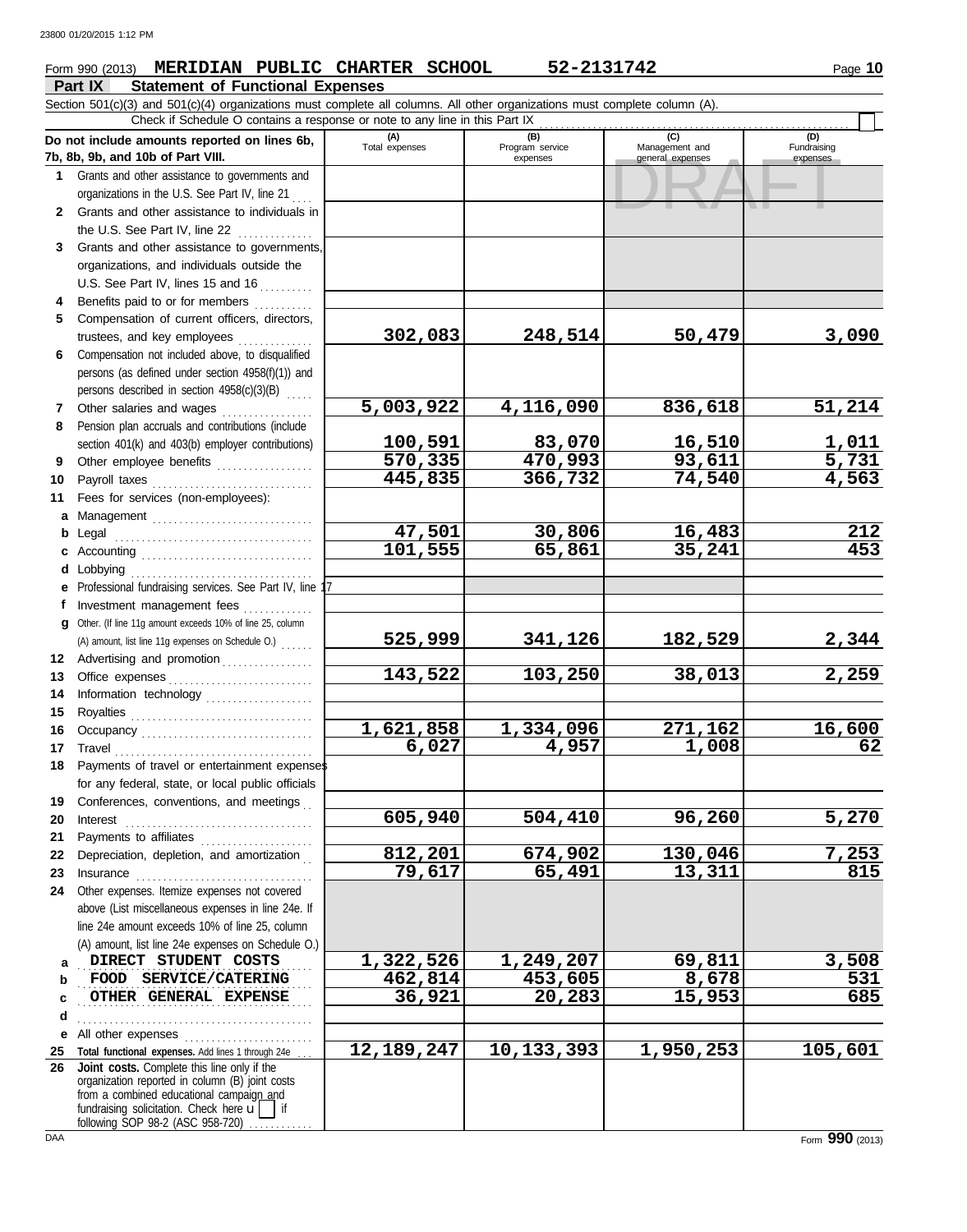Form 990 (2013) **MERIDIAN PUBLIC CHARTER SCHOOL** **52-2131742**

## Part IX Statement of Functional Expenses

Section 501(c)(3) and 501(c)(4) organizations must complete all columns. All other organizations must complete column (A).

Check if Schedule O contains a response or note to any line in this Part IX

DRAFT

| Do not include amounts reported on lines 6b, 7b, 8b, 9b, and 10b of Part VIII. | (A) Total expenses | (B) Program service expenses | (C) Management and general expenses | (D) Fundraising expenses |
|---|---|---|---|---|
| 1 Grants and other assistance to governments and organizations in the U.S. See Part IV, line 21 | | | | |
| 2 Grants and other assistance to individuals in the U.S. See Part IV, line 22 | | | | |
| 3 Grants and other assistance to governments, organizations, and individuals outside the U.S. See Part IV, lines 15 and 16 | | | | |
| 4 Benefits paid to or for members | | | | |
| 5 Compensation of current officers, directors, trustees, and key employees | 302,083 | 248,514 | 50,479 | 3,090 |
| 6 Compensation not included above, to disqualified persons (as defined under section 4958(f)(1)) and persons described in section 4958(c)(3)(B) | | | | |
| 7 Other salaries and wages | 5,003,922 | 4,116,090 | 836,618 | 51,214 |
| 8 Pension plan accruals and contributions (include section 401(k) and 403(b) employer contributions) | 100,591 | 83,070 | 16,510 | 1,011 |
| 9 Other employee benefits | 570,335 | 470,993 | 93,611 | 5,731 |
| 10 Payroll taxes | 445,835 | 366,732 | 74,540 | 4,563 |
| 11 Fees for services (non-employees): | | | | |
| a Management | | | | |
| b Legal | 47,501 | 30,806 | 16,483 | 212 |
| c Accounting | 101,555 | 65,861 | 35,241 | 453 |
| d Lobbying | | | | |
| e Professional fundraising services. See Part IV, line 17 | | | | |
| f Investment management fees | | | | |
| g Other. (If line 11g amount exceeds 10% of line 25, column (A) amount, list line 11g expenses on Schedule O.) | 525,999 | 341,126 | 182,529 | 2,344 |
| 12 Advertising and promotion | | | | |
| 13 Office expenses | 143,522 | 103,250 | 38,013 | 2,259 |
| 14 Information technology | | | | |
| 15 Royalties | | | | |
| 16 Occupancy | 1,621,858 | 1,334,096 | 271,162 | 16,600 |
| 17 Travel | 6,027 | 4,957 | 1,008 | 62 |
| 18 Payments of travel or entertainment expenses for any federal, state, or local public officials | | | | |
| 19 Conferences, conventions, and meetings | | | | |
| 20 Interest | 605,940 | 504,410 | 96,260 | 5,270 |
| 21 Payments to affiliates | | | | |
| 22 Depreciation, depletion, and amortization | 812,201 | 674,902 | 130,046 | 7,253 |
| 23 Insurance | 79,617 | 65,491 | 13,311 | 815 |
| 24 Other expenses. Itemize expenses not covered above (List miscellaneous expenses in line 24e. If line 24e amount exceeds 10% of line 25, column (A) amount, list line 24e expenses on Schedule O.) | | | | |
| a DIRECT STUDENT COSTS | 1,322,526 | 1,249,207 | 69,811 | 3,508 |
| b FOOD SERVICE/CATERING | 462,814 | 453,605 | 8,678 | 531 |
| c OTHER GENERAL EXPENSE | 36,921 | 20,283 | 15,953 | 685 |
| d | | | | |
| e All other expenses | | | | |
| 25 Total functional expenses. Add lines 1 through 24e | 12,189,247 | 10,133,393 | 1,950,253 | 105,601 |
| 26 Joint costs. Complete this line only if the organization reported in column (B) joint costs from a combined educational campaign and fundraising solicitation. Check here ☐ if following SOP 98-2 (ASC 958-720) | | | | |

Form **990** (2013)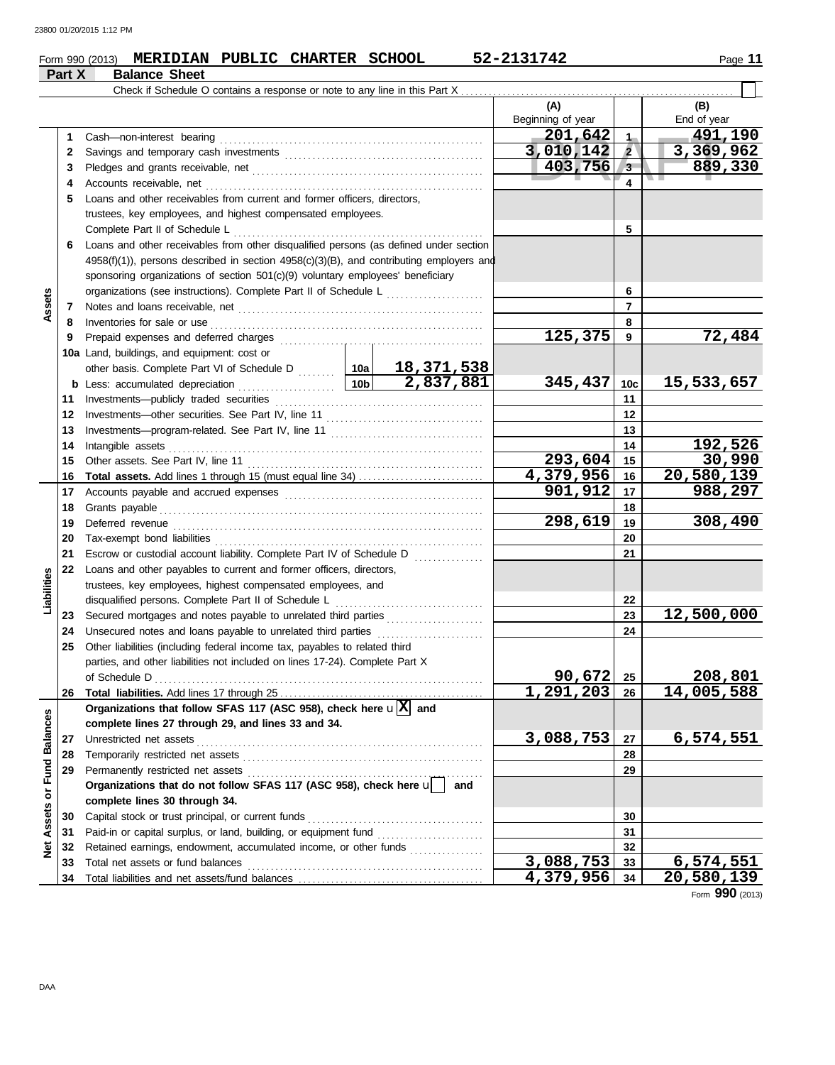23800 01/20/2015 1:12 PM

Form 990 (2013) **MERIDIAN PUBLIC CHARTER SCHOOL** **52-2131742** Page **11**

## Part X Balance Sheet

Check if Schedule O contains a response or note to any line in this Part X ☐

DRAFT

| | | | | (A) Beginning of year | | (B) End of year |
|---|---|---|---|---|---|---|
| **Assets** | 1 | Cash—non-interest bearing | | 201,642 | 1 | 491,190 |
| | 2 | Savings and temporary cash investments | | 3,010,142 | 2 | 3,369,962 |
| | 3 | Pledges and grants receivable, net | | 403,756 | 3 | 889,330 |
| | 4 | Accounts receivable, net | | | 4 | |
| | 5 | Loans and other receivables from current and former officers, directors, trustees, key employees, and highest compensated employees. Complete Part II of Schedule L | | | 5 | |
| | 6 | Loans and other receivables from other disqualified persons (as defined under section 4958(f)(1)), persons described in section 4958(c)(3)(B), and contributing employers and sponsoring organizations of section 501(c)(9) voluntary employees' beneficiary organizations (see instructions). Complete Part II of Schedule L | | | 6 | |
| | 7 | Notes and loans receivable, net | | | 7 | |
| | 8 | Inventories for sale or use | | | 8 | |
| | 9 | Prepaid expenses and deferred charges | | 125,375 | 9 | 72,484 |
| | 10a | Land, buildings, and equipment: cost or other basis. Complete Part VI of Schedule D | 10a: 18,371,538 | | | |
| | b | Less: accumulated depreciation | 10b: 2,837,881 | 345,437 | 10c | 15,533,657 |
| | 11 | Investments—publicly traded securities | | | 11 | |
| | 12 | Investments—other securities. See Part IV, line 11 | | | 12 | |
| | 13 | Investments—program-related. See Part IV, line 11 | | | 13 | |
| | 14 | Intangible assets | | | 14 | 192,526 |
| | 15 | Other assets. See Part IV, line 11 | | 293,604 | 15 | 30,990 |
| | 16 | **Total assets.** Add lines 1 through 15 (must equal line 34) | | 4,379,956 | 16 | 20,580,139 |
| **Liabilities** | 17 | Accounts payable and accrued expenses | | 901,912 | 17 | 988,297 |
| | 18 | Grants payable | | | 18 | |
| | 19 | Deferred revenue | | 298,619 | 19 | 308,490 |
| | 20 | Tax-exempt bond liabilities | | | 20 | |
| | 21 | Escrow or custodial account liability. Complete Part IV of Schedule D | | | 21 | |
| | 22 | Loans and other payables to current and former officers, directors, trustees, key employees, highest compensated employees, and disqualified persons. Complete Part II of Schedule L | | | 22 | |
| | 23 | Secured mortgages and notes payable to unrelated third parties | | | 23 | 12,500,000 |
| | 24 | Unsecured notes and loans payable to unrelated third parties | | | 24 | |
| | 25 | Other liabilities (including federal income tax, payables to related third parties, and other liabilities not included on lines 17-24). Complete Part X of Schedule D | | 90,672 | 25 | 208,801 |
| | 26 | **Total liabilities.** Add lines 17 through 25 | | 1,291,203 | 26 | 14,005,588 |
| **Net Assets or Fund Balances** | | **Organizations that follow SFAS 117 (ASC 958), check here** ☒ **and complete lines 27 through 29, and lines 33 and 34.** | | | | |
| | 27 | Unrestricted net assets | | 3,088,753 | 27 | 6,574,551 |
| | 28 | Temporarily restricted net assets | | | 28 | |
| | 29 | Permanently restricted net assets | | | 29 | |
| | | **Organizations that do not follow SFAS 117 (ASC 958), check here** ☐ **and complete lines 30 through 34.** | | | | |
| | 30 | Capital stock or trust principal, or current funds | | | 30 | |
| | 31 | Paid-in or capital surplus, or land, building, or equipment fund | | | 31 | |
| | 32 | Retained earnings, endowment, accumulated income, or other funds | | | 32 | |
| | 33 | Total net assets or fund balances | | 3,088,753 | 33 | 6,574,551 |
| | 34 | Total liabilities and net assets/fund balances | | 4,379,956 | 34 | 20,580,139 |

Form **990** (2013)

DAA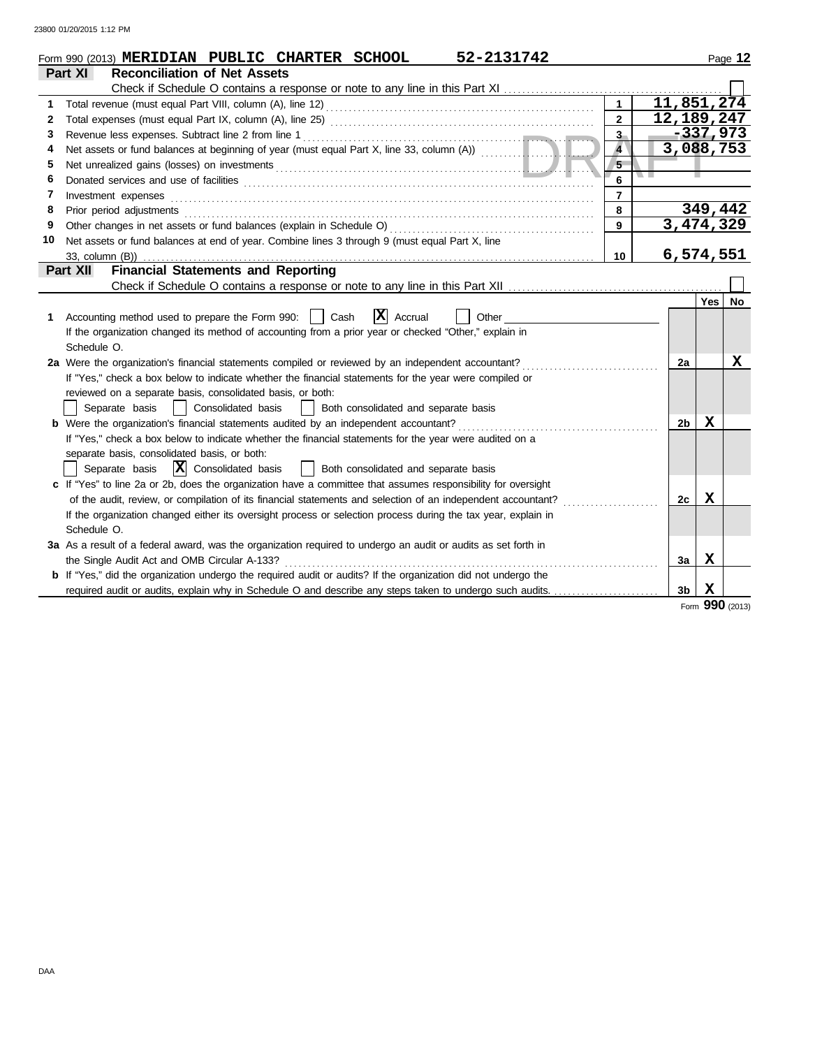Form 990 (2013) **MERIDIAN PUBLIC CHARTER SCHOOL 52-2131742**

## Part XI Reconciliation of Net Assets

Check if Schedule O contains a response or note to any line in this Part XI ☐

| | | Line | Amount |
|---|---|---|---|
| 1 | Total revenue (must equal Part VIII, column (A), line 12) | 1 | 11,851,274 |
| 2 | Total expenses (must equal Part IX, column (A), line 25) | 2 | 12,189,247 |
| 3 | Revenue less expenses. Subtract line 2 from line 1 | 3 | -337,973 |
| 4 | Net assets or fund balances at beginning of year (must equal Part X, line 33, column (A)) | 4 | 3,088,753 |
| 5 | Net unrealized gains (losses) on investments | 5 | |
| 6 | Donated services and use of facilities | 6 | |
| 7 | Investment expenses | 7 | |
| 8 | Prior period adjustments | 8 | 349,442 |
| 9 | Other changes in net assets or fund balances (explain in Schedule O) | 9 | 3,474,329 |
| 10 | Net assets or fund balances at end of year. Combine lines 3 through 9 (must equal Part X, line 33, column (B)) | 10 | 6,574,551 |

## Part XII Financial Statements and Reporting

Check if Schedule O contains a response or note to any line in this Part XII ☐

| | | | Yes | No |
|---|---|---|---|---|
| 1 | Accounting method used to prepare the Form 990: ☐ Cash ☒ Accrual ☐ Other<br>If the organization changed its method of accounting from a prior year or checked "Other," explain in Schedule O. | | | |
| 2a | Were the organization's financial statements compiled or reviewed by an independent accountant?<br>If "Yes," check a box below to indicate whether the financial statements for the year were compiled or reviewed on a separate basis, consolidated basis, or both:<br>☐ Separate basis ☐ Consolidated basis ☐ Both consolidated and separate basis | 2a | | X |
| b | Were the organization's financial statements audited by an independent accountant?<br>If "Yes," check a box below to indicate whether the financial statements for the year were audited on a separate basis, consolidated basis, or both:<br>☐ Separate basis ☒ Consolidated basis ☐ Both consolidated and separate basis | 2b | X | |
| c | If "Yes" to line 2a or 2b, does the organization have a committee that assumes responsibility for oversight of the audit, review, or compilation of its financial statements and selection of an independent accountant?<br>If the organization changed either its oversight process or selection process during the tax year, explain in Schedule O. | 2c | X | |
| 3a | As a result of a federal award, was the organization required to undergo an audit or audits as set forth in the Single Audit Act and OMB Circular A-133? | 3a | X | |
| b | If "Yes," did the organization undergo the required audit or audits? If the organization did not undergo the required audit or audits, explain why in Schedule O and describe any steps taken to undergo such audits. | 3b | X | |

Form **990** (2013)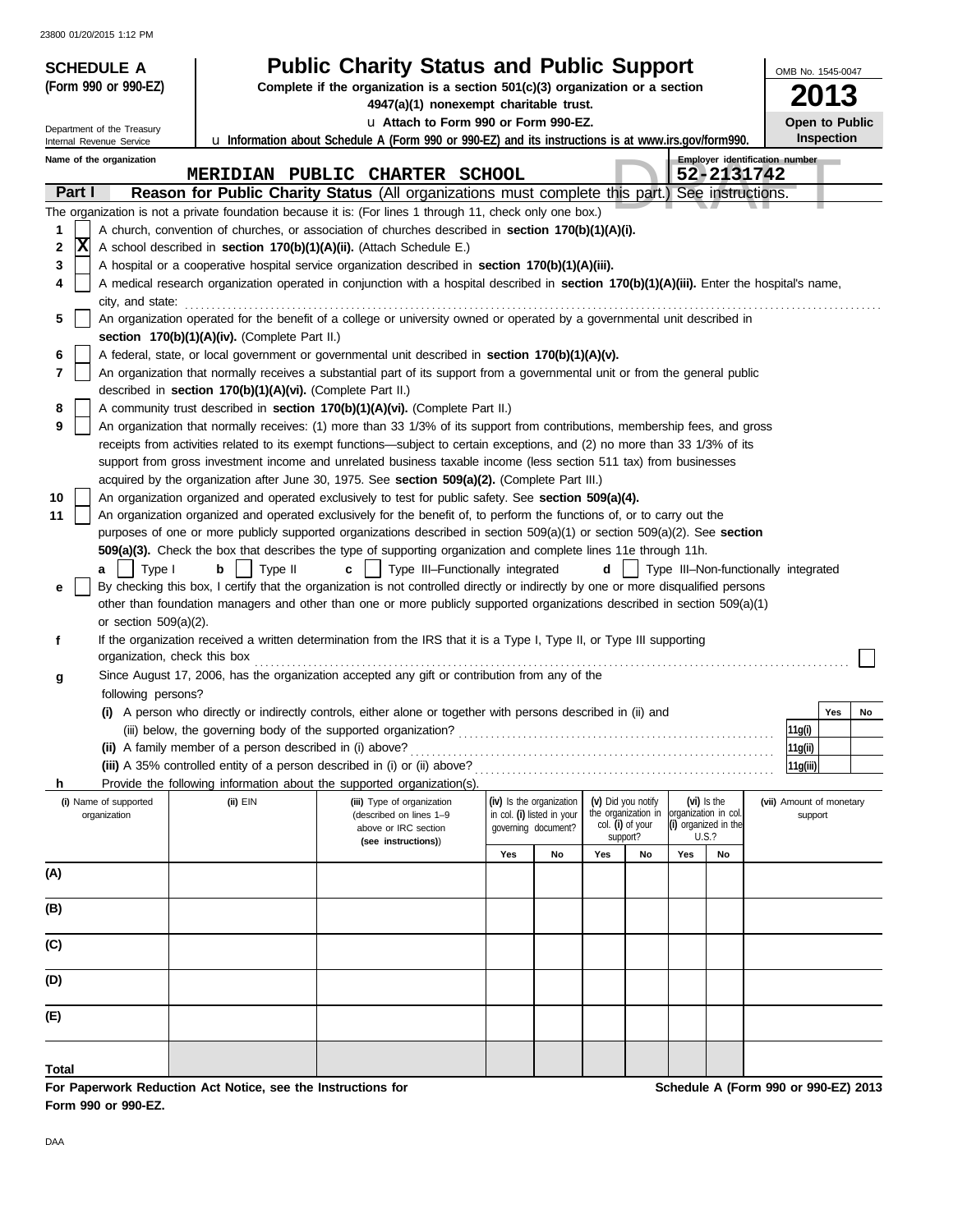**SCHEDULE A (Form 990 or 990-EZ)**

Department of the Treasury
Internal Revenue Service

# Public Charity Status and Public Support

**Complete if the organization is a section 501(c)(3) organization or a section 4947(a)(1) nonexempt charitable trust.**

u **Attach to Form 990 or Form 990-EZ.**

u **Information about Schedule A (Form 990 or 990-EZ) and its instructions is at www.irs.gov/form990.**

OMB No. 1545-0047

**2013**

**Open to Public Inspection**

DRAFT

**Name of the organization:** MERIDIAN PUBLIC CHARTER SCHOOL

**Employer identification number:** 52-2131742

## Part I — Reason for Public Charity Status (All organizations must complete this part.) See instructions.

The organization is not a private foundation because it is: (For lines 1 through 11, check only one box.)

1. [ ] A church, convention of churches, or association of churches described in **section 170(b)(1)(A)(i).**
2. [X] A school described in **section 170(b)(1)(A)(ii).** (Attach Schedule E.)
3. [ ] A hospital or a cooperative hospital service organization described in **section 170(b)(1)(A)(iii).**
4. [ ] A medical research organization operated in conjunction with a hospital described in **section 170(b)(1)(A)(iii).** Enter the hospital's name, city, and state:
5. [ ] An organization operated for the benefit of a college or university owned or operated by a governmental unit described in **section 170(b)(1)(A)(iv).** (Complete Part II.)
6. [ ] A federal, state, or local government or governmental unit described in **section 170(b)(1)(A)(v).**
7. [ ] An organization that normally receives a substantial part of its support from a governmental unit or from the general public described in **section 170(b)(1)(A)(vi).** (Complete Part II.)
8. [ ] A community trust described in **section 170(b)(1)(A)(vi).** (Complete Part II.)
9. [ ] An organization that normally receives: (1) more than 33 1/3% of its support from contributions, membership fees, and gross receipts from activities related to its exempt functions—subject to certain exceptions, and (2) no more than 33 1/3% of its support from gross investment income and unrelated business taxable income (less section 511 tax) from businesses acquired by the organization after June 30, 1975. See **section 509(a)(2).** (Complete Part III.)
10. [ ] An organization organized and operated exclusively to test for public safety. See **section 509(a)(4).**
11. [ ] An organization organized and operated exclusively for the benefit of, to perform the functions of, or to carry out the purposes of one or more publicly supported organizations described in section 509(a)(1) or section 509(a)(2). See **section 509(a)(3).** Check the box that describes the type of supporting organization and complete lines 11e through 11h.
    - **a** [ ] Type I  **b** [ ] Type II  **c** [ ] Type III–Functionally integrated  **d** [ ] Type III–Non-functionally integrated
    - **e** [ ] By checking this box, I certify that the organization is not controlled directly or indirectly by one or more disqualified persons other than foundation managers and other than one or more publicly supported organizations described in section 509(a)(1) or section 509(a)(2).
    - **f** If the organization received a written determination from the IRS that it is a Type I, Type II, or Type III supporting organization, check this box [ ]
    - **g** Since August 17, 2006, has the organization accepted any gift or contribution from any of the following persons?

| | | Yes | No |
|---|---|---|---|
| **(i)** A person who directly or indirectly controls, either alone or together with persons described in (ii) and (iii) below, the governing body of the supported organization? | 11g(i) | | |
| **(ii)** A family member of a person described in (i) above? | 11g(ii) | | |
| **(iii)** A 35% controlled entity of a person described in (i) or (ii) above? | 11g(iii) | | |

- **h** Provide the following information about the supported organization(s).

| (i) Name of supported organization | (ii) EIN | (iii) Type of organization (described on lines 1–9 above or IRC section (see instructions)) | (iv) Is the organization in col. (i) listed in your governing document? | | (v) Did you notify the organization in col. (i) of your support? | | (vi) Is the organization in col. (i) organized in the U.S.? | | (vii) Amount of monetary support |
|---|---|---|---|---|---|---|---|---|---|
| | | | Yes | No | Yes | No | Yes | No | |
| (A) | | | | | | | | | |
| (B) | | | | | | | | | |
| (C) | | | | | | | | | |
| (D) | | | | | | | | | |
| (E) | | | | | | | | | |
| Total | | | | | | | | | |

**For Paperwork Reduction Act Notice, see the Instructions for Form 990 or 990-EZ.**

**Schedule A (Form 990 or 990-EZ) 2013**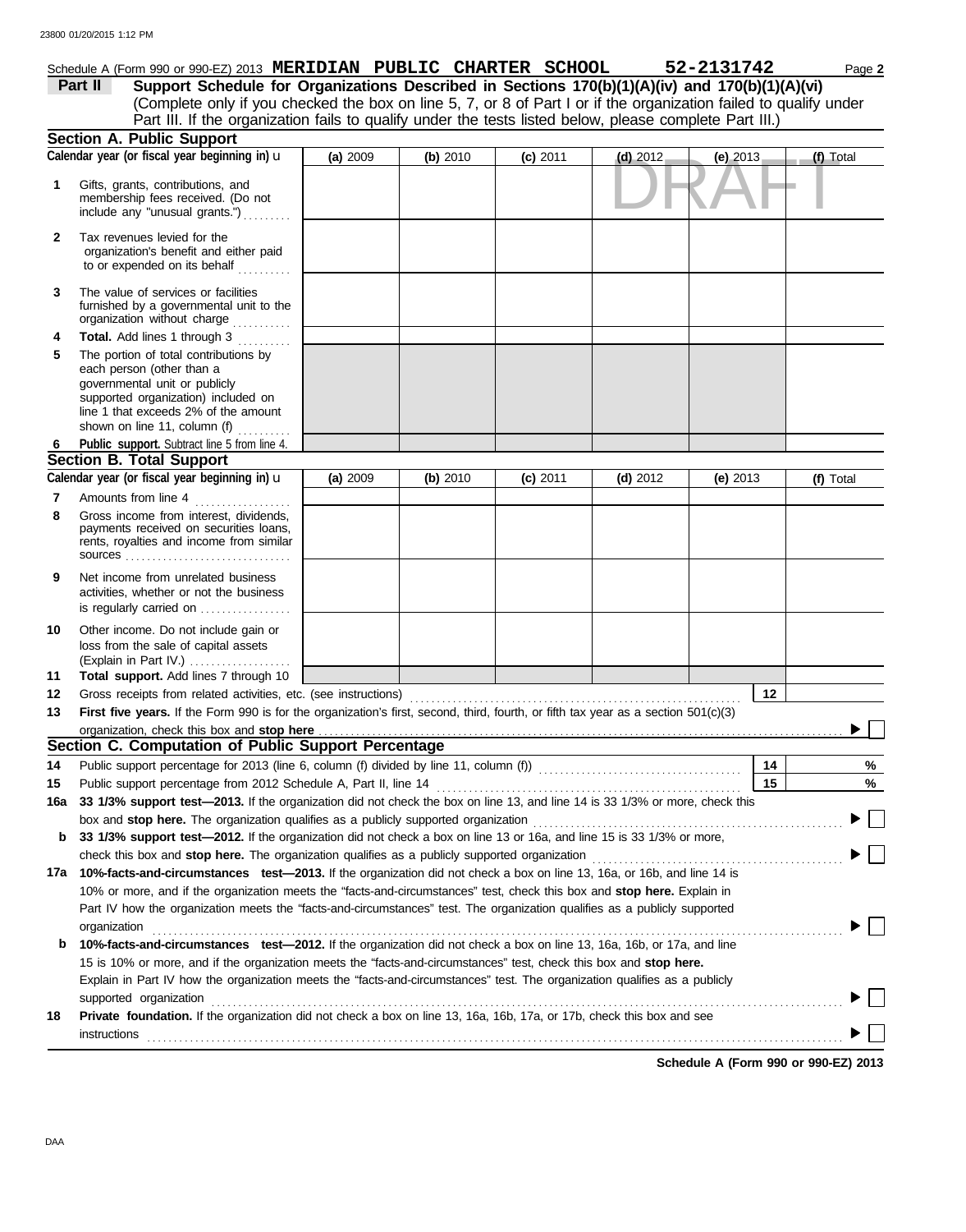Schedule A (Form 990 or 990-EZ) 2013 **MERIDIAN PUBLIC CHARTER SCHOOL 52-2131742**

## Part II Support Schedule for Organizations Described in Sections 170(b)(1)(A)(iv) and 170(b)(1)(A)(vi)

(Complete only if you checked the box on line 5, 7, or 8 of Part I or if the organization failed to qualify under Part III. If the organization fails to qualify under the tests listed below, please complete Part III.)

DRAFT

### Section A. Public Support

| | Calendar year (or fiscal year beginning in) u | (a) 2009 | (b) 2010 | (c) 2011 | (d) 2012 | (e) 2013 | (f) Total |
|---|---|---|---|---|---|---|---|
| 1 | Gifts, grants, contributions, and membership fees received. (Do not include any "unusual grants.") | | | | | | |
| 2 | Tax revenues levied for the organization's benefit and either paid to or expended on its behalf | | | | | | |
| 3 | The value of services or facilities furnished by a governmental unit to the organization without charge | | | | | | |
| 4 | **Total.** Add lines 1 through 3 | | | | | | |
| 5 | The portion of total contributions by each person (other than a governmental unit or publicly supported organization) included on line 1 that exceeds 2% of the amount shown on line 11, column (f) | | | | | | |
| 6 | **Public support.** Subtract line 5 from line 4. | | | | | | |

### Section B. Total Support

| | Calendar year (or fiscal year beginning in) u | (a) 2009 | (b) 2010 | (c) 2011 | (d) 2012 | (e) 2013 | (f) Total |
|---|---|---|---|---|---|---|---|
| 7 | Amounts from line 4 | | | | | | |
| 8 | Gross income from interest, dividends, payments received on securities loans, rents, royalties and income from similar sources | | | | | | |
| 9 | Net income from unrelated business activities, whether or not the business is regularly carried on | | | | | | |
| 10 | Other income. Do not include gain or loss from the sale of capital assets (Explain in Part IV.) | | | | | | |
| 11 | **Total support.** Add lines 7 through 10 | | | | | | |

**12** Gross receipts from related activities, etc. (see instructions) **12**

**13** **First five years.** If the Form 990 is for the organization's first, second, third, fourth, or fifth tax year as a section 501(c)(3) organization, check this box and **stop here** ▶ ☐

### Section C. Computation of Public Support Percentage

**14** Public support percentage for 2013 (line 6, column (f) divided by line 11, column (f)) **14** %

**15** Public support percentage from 2012 Schedule A, Part II, line 14 **15** %

**16a** **33 1/3% support test—2013.** If the organization did not check the box on line 13, and line 14 is 33 1/3% or more, check this box and **stop here.** The organization qualifies as a publicly supported organization ▶ ☐

**b** **33 1/3% support test—2012.** If the organization did not check a box on line 13 or 16a, and line 15 is 33 1/3% or more, check this box and **stop here.** The organization qualifies as a publicly supported organization ▶ ☐

**17a** **10%-facts-and-circumstances test—2013.** If the organization did not check a box on line 13, 16a, or 16b, and line 14 is 10% or more, and if the organization meets the "facts-and-circumstances" test, check this box and **stop here.** Explain in Part IV how the organization meets the "facts-and-circumstances" test. The organization qualifies as a publicly supported organization ▶ ☐

**b** **10%-facts-and-circumstances test—2012.** If the organization did not check a box on line 13, 16a, 16b, or 17a, and line 15 is 10% or more, and if the organization meets the "facts-and-circumstances" test, check this box and **stop here.** Explain in Part IV how the organization meets the "facts-and-circumstances" test. The organization qualifies as a publicly supported organization ▶ ☐

**18** **Private foundation.** If the organization did not check a box on line 13, 16a, 16b, 17a, or 17b, check this box and see instructions ▶ ☐

**Schedule A (Form 990 or 990-EZ) 2013**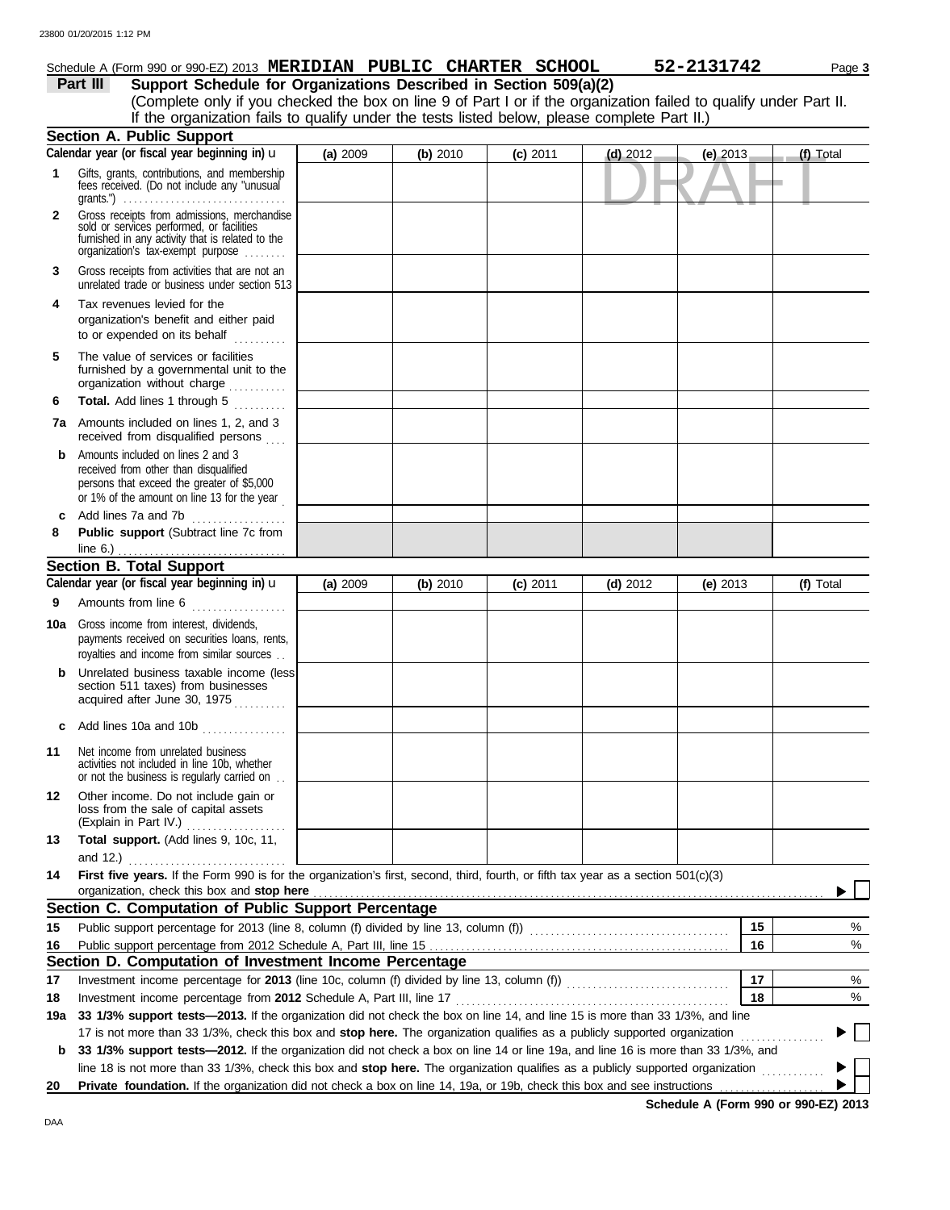Schedule A (Form 990 or 990-EZ) 2013 **MERIDIAN PUBLIC CHARTER SCHOOL** **52-2131742**

**Part III** **Support Schedule for Organizations Described in Section 509(a)(2)**

(Complete only if you checked the box on line 9 of Part I or if the organization failed to qualify under Part II. If the organization fails to qualify under the tests listed below, please complete Part II.)

DRAFT

## Section A. Public Support

| Calendar year (or fiscal year beginning in) | (a) 2009 | (b) 2010 | (c) 2011 | (d) 2012 | (e) 2013 | (f) Total |
|---|---|---|---|---|---|---|
| **1** Gifts, grants, contributions, and membership fees received. (Do not include any "unusual grants.") | | | | | | |
| **2** Gross receipts from admissions, merchandise sold or services performed, or facilities furnished in any activity that is related to the organization's tax-exempt purpose | | | | | | |
| **3** Gross receipts from activities that are not an unrelated trade or business under section 513 | | | | | | |
| **4** Tax revenues levied for the organization's benefit and either paid to or expended on its behalf | | | | | | |
| **5** The value of services or facilities furnished by a governmental unit to the organization without charge | | | | | | |
| **6** **Total.** Add lines 1 through 5 | | | | | | |
| **7a** Amounts included on lines 1, 2, and 3 received from disqualified persons | | | | | | |
| **b** Amounts included on lines 2 and 3 received from other than disqualified persons that exceed the greater of $5,000 or 1% of the amount on line 13 for the year | | | | | | |
| **c** Add lines 7a and 7b | | | | | | |
| **8** **Public support** (Subtract line 7c from line 6.) | | | | | | |

## Section B. Total Support

| Calendar year (or fiscal year beginning in) | (a) 2009 | (b) 2010 | (c) 2011 | (d) 2012 | (e) 2013 | (f) Total |
|---|---|---|---|---|---|---|
| **9** Amounts from line 6 | | | | | | |
| **10a** Gross income from interest, dividends, payments received on securities loans, rents, royalties and income from similar sources | | | | | | |
| **b** Unrelated business taxable income (less section 511 taxes) from businesses acquired after June 30, 1975 | | | | | | |
| **c** Add lines 10a and 10b | | | | | | |
| **11** Net income from unrelated business activities not included in line 10b, whether or not the business is regularly carried on | | | | | | |
| **12** Other income. Do not include gain or loss from the sale of capital assets (Explain in Part IV.) | | | | | | |
| **13** **Total support.** (Add lines 9, 10c, 11, and 12.) | | | | | | |

**14** **First five years.** If the Form 990 is for the organization's first, second, third, fourth, or fifth tax year as a section 501(c)(3) organization, check this box and **stop here** ▶ ☐

## Section C. Computation of Public Support Percentage

| | | | |
|---|---|---|---|
| **15** | Public support percentage for 2013 (line 8, column (f) divided by line 13, column (f)) | 15 | % |
| **16** | Public support percentage from 2012 Schedule A, Part III, line 15 | 16 | % |

## Section D. Computation of Investment Income Percentage

| | | | |
|---|---|---|---|
| **17** | Investment income percentage for **2013** (line 10c, column (f) divided by line 13, column (f)) | 17 | % |
| **18** | Investment income percentage from **2012** Schedule A, Part III, line 17 | 18 | % |

**19a** **33 1/3% support tests—2013.** If the organization did not check the box on line 14, and line 15 is more than 33 1/3%, and line 17 is not more than 33 1/3%, check this box and **stop here.** The organization qualifies as a publicly supported organization ▶ ☐

**b** **33 1/3% support tests—2012.** If the organization did not check a box on line 14 or line 19a, and line 16 is more than 33 1/3%, and line 18 is not more than 33 1/3%, check this box and **stop here.** The organization qualifies as a publicly supported organization ▶ ☐

**20** **Private foundation.** If the organization did not check a box on line 14, 19a, or 19b, check this box and see instructions ▶ ☐

**Schedule A (Form 990 or 990-EZ) 2013**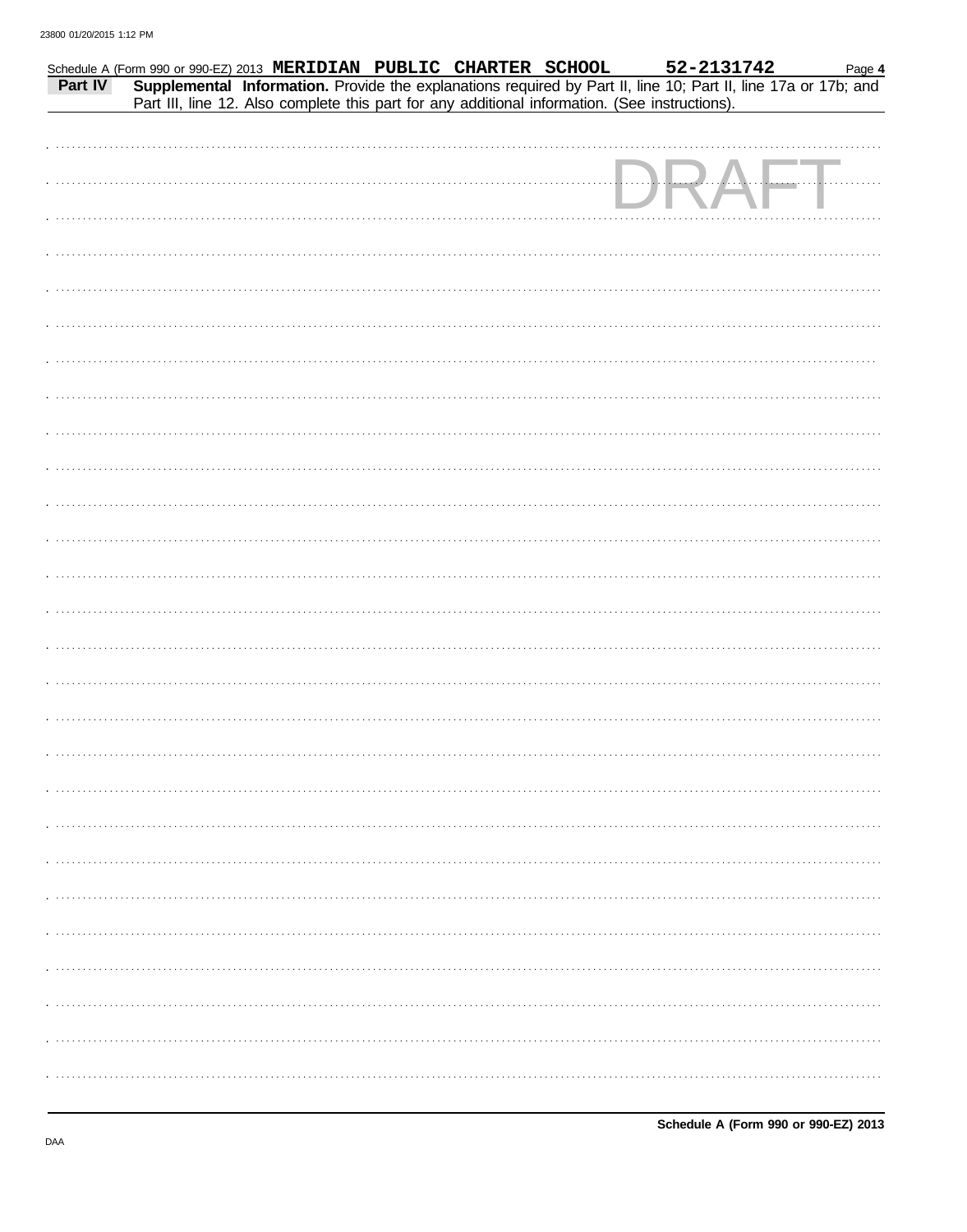Schedule A (Form 990 or 990-EZ) 2013 **MERIDIAN PUBLIC CHARTER SCHOOL** **52-2131742** Page **4**

**Part IV** **Supplemental Information.** Provide the explanations required by Part II, line 10; Part II, line 17a or 17b; and Part III, line 12. Also complete this part for any additional information. (See instructions).

DRAFT

**Schedule A (Form 990 or 990-EZ) 2013**

DAA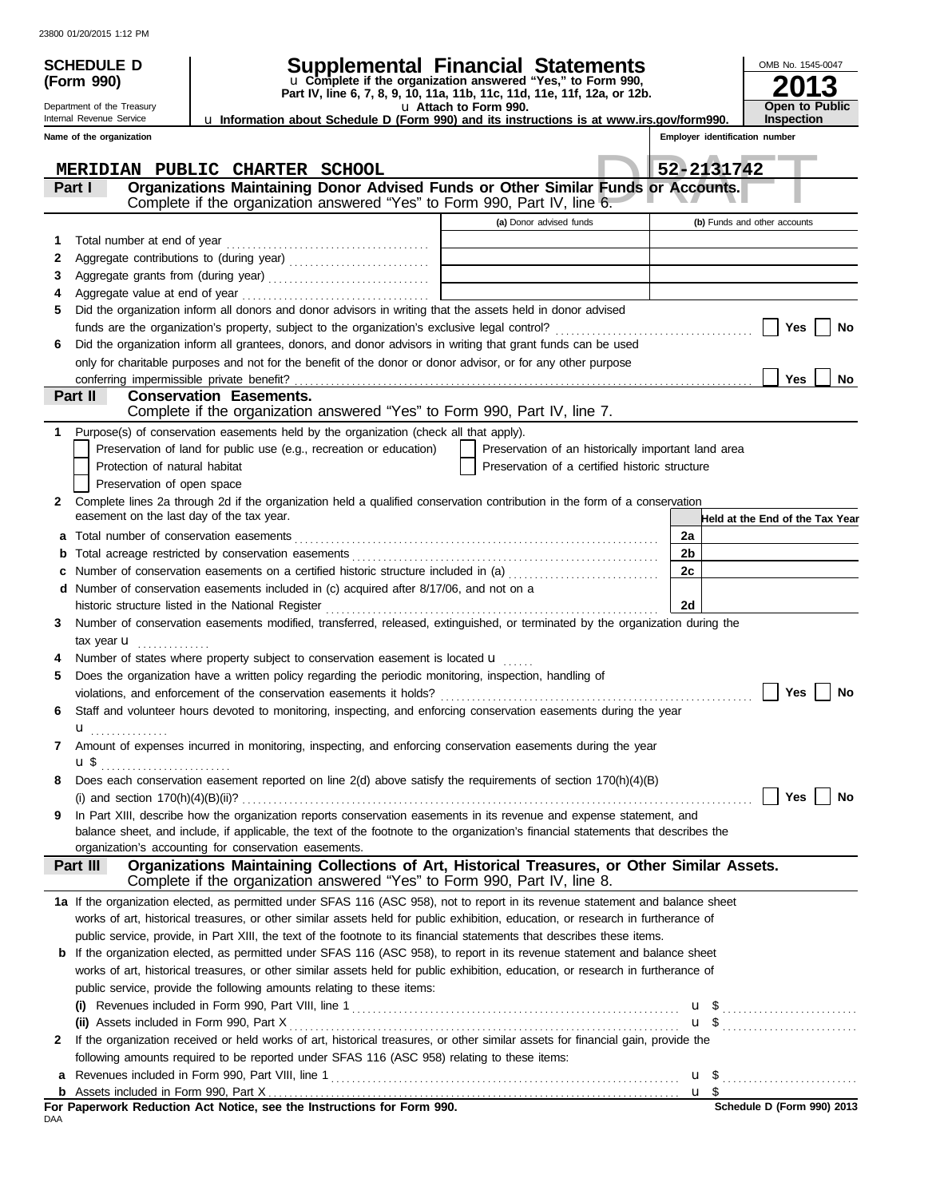**SCHEDULE D (Form 990)**

Department of the Treasury
Internal Revenue Service

# Supplemental Financial Statements

u Complete if the organization answered "Yes," to Form 990, Part IV, line 6, 7, 8, 9, 10, 11a, 11b, 11c, 11d, 11e, 11f, 12a, or 12b.
u Attach to Form 990.
u Information about Schedule D (Form 990) and its instructions is at www.irs.gov/form990.

OMB No. 1545-0047
**2013**
**Open to Public Inspection**

**Name of the organization:** MERIDIAN PUBLIC CHARTER SCHOOL
**Employer identification number:** 52-2131742

DRAFT

## Part I — Organizations Maintaining Donor Advised Funds or Other Similar Funds or Accounts.

Complete if the organization answered "Yes" to Form 990, Part IV, line 6.

| | | (a) Donor advised funds | (b) Funds and other accounts |
|---|---|---|---|
| 1 | Total number at end of year | | |
| 2 | Aggregate contributions to (during year) | | |
| 3 | Aggregate grants from (during year) | | |
| 4 | Aggregate value at end of year | | |

5 Did the organization inform all donors and donor advisors in writing that the assets held in donor advised funds are the organization's property, subject to the organization's exclusive legal control? ☐ Yes ☐ No

6 Did the organization inform all grantees, donors, and donor advisors in writing that grant funds can be used only for charitable purposes and not for the benefit of the donor or donor advisor, or for any other purpose conferring impermissible private benefit? ☐ Yes ☐ No

## Part II — Conservation Easements.

Complete if the organization answered "Yes" to Form 990, Part IV, line 7.

1 Purpose(s) of conservation easements held by the organization (check all that apply).
- ☐ Preservation of land for public use (e.g., recreation or education)
- ☐ Protection of natural habitat
- ☐ Preservation of open space
- ☐ Preservation of an historically important land area
- ☐ Preservation of a certified historic structure

2 Complete lines 2a through 2d if the organization held a qualified conservation contribution in the form of a conservation easement on the last day of the tax year.

| | | | Held at the End of the Tax Year |
|---|---|---|---|
| a | Total number of conservation easements | 2a | |
| b | Total acreage restricted by conservation easements | 2b | |
| c | Number of conservation easements on a certified historic structure included in (a) | 2c | |
| d | Number of conservation easements included in (c) acquired after 8/17/06, and not on a historic structure listed in the National Register | 2d | |

3 Number of conservation easements modified, transferred, released, extinguished, or terminated by the organization during the tax year u

4 Number of states where property subject to conservation easement is located u

5 Does the organization have a written policy regarding the periodic monitoring, inspection, handling of violations, and enforcement of the conservation easements it holds? ☐ Yes ☐ No

6 Staff and volunteer hours devoted to monitoring, inspecting, and enforcing conservation easements during the year u

7 Amount of expenses incurred in monitoring, inspecting, and enforcing conservation easements during the year u $

8 Does each conservation easement reported on line 2(d) above satisfy the requirements of section 170(h)(4)(B)(i) and section 170(h)(4)(B)(ii)? ☐ Yes ☐ No

9 In Part XIII, describe how the organization reports conservation easements in its revenue and expense statement, and balance sheet, and include, if applicable, the text of the footnote to the organization's financial statements that describes the organization's accounting for conservation easements.

## Part III — Organizations Maintaining Collections of Art, Historical Treasures, or Other Similar Assets.

Complete if the organization answered "Yes" to Form 990, Part IV, line 8.

1a If the organization elected, as permitted under SFAS 116 (ASC 958), not to report in its revenue statement and balance sheet works of art, historical treasures, or other similar assets held for public exhibition, education, or research in furtherance of public service, provide, in Part XIII, the text of the footnote to its financial statements that describes these items.

b If the organization elected, as permitted under SFAS 116 (ASC 958), to report in its revenue statement and balance sheet works of art, historical treasures, or other similar assets held for public exhibition, education, or research in furtherance of public service, provide the following amounts relating to these items:

(i) Revenues included in Form 990, Part VIII, line 1 u $

(ii) Assets included in Form 990, Part X u $

2 If the organization received or held works of art, historical treasures, or other similar assets for financial gain, provide the following amounts required to be reported under SFAS 116 (ASC 958) relating to these items:

a Revenues included in Form 990, Part VIII, line 1 u $

b Assets included in Form 990, Part X u $

**For Paperwork Reduction Act Notice, see the Instructions for Form 990.** Schedule D (Form 990) 2013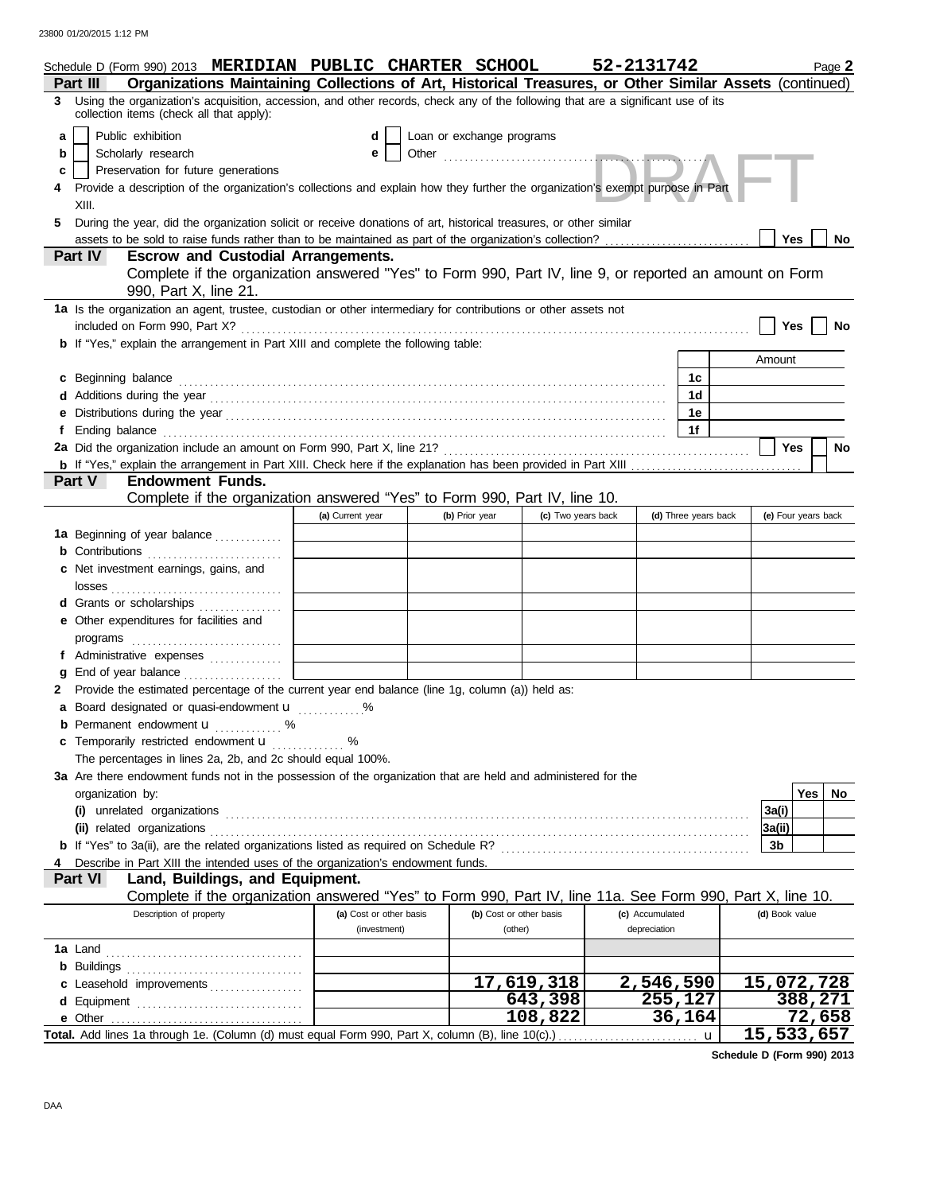Schedule D (Form 990) 2013 **MERIDIAN PUBLIC CHARTER SCHOOL** **52-2131742** Page **2**

**Part III** **Organizations Maintaining Collections of Art, Historical Treasures, or Other Similar Assets** (continued)

**3** Using the organization's acquisition, accession, and other records, check any of the following that are a significant use of its collection items (check all that apply):

- **a** ☐ Public exhibition
- **b** ☐ Scholarly research
- **c** ☐ Preservation for future generations
- **d** ☐ Loan or exchange programs
- **e** ☐ Other

**4** Provide a description of the organization's collections and explain how they further the organization's exempt purpose in Part XIII.

**5** During the year, did the organization solicit or receive donations of art, historical treasures, or other similar assets to be sold to raise funds rather than to be maintained as part of the organization's collection? ☐ Yes ☐ No

**Part IV** **Escrow and Custodial Arrangements.**
Complete if the organization answered "Yes" to Form 990, Part IV, line 9, or reported an amount on Form 990, Part X, line 21.

**1a** Is the organization an agent, trustee, custodian or other intermediary for contributions or other assets not included on Form 990, Part X? ☐ Yes ☐ No

**b** If "Yes," explain the arrangement in Part XIII and complete the following table:

| | | Amount |
|---|---|---|
| **c** Beginning balance | **1c** | |
| **d** Additions during the year | **1d** | |
| **e** Distributions during the year | **1e** | |
| **f** Ending balance | **1f** | |

**2a** Did the organization include an amount on Form 990, Part X, line 21? ☐ Yes ☐ No

**b** If "Yes," explain the arrangement in Part XIII. Check here if the explanation has been provided in Part XIII ☐

**Part V** **Endowment Funds.**
Complete if the organization answered "Yes" to Form 990, Part IV, line 10.

| | (a) Current year | (b) Prior year | (c) Two years back | (d) Three years back | (e) Four years back |
|---|---|---|---|---|---|
| **1a** Beginning of year balance | | | | | |
| **b** Contributions | | | | | |
| **c** Net investment earnings, gains, and losses | | | | | |
| **d** Grants or scholarships | | | | | |
| **e** Other expenditures for facilities and programs | | | | | |
| **f** Administrative expenses | | | | | |
| **g** End of year balance | | | | | |

**2** Provide the estimated percentage of the current year end balance (line 1g, column (a)) held as:

- **a** Board designated or quasi-endowment u ............ %
- **b** Permanent endowment u ............ %
- **c** Temporarily restricted endowment u ............ %

The percentages in lines 2a, 2b, and 2c should equal 100%.

**3a** Are there endowment funds not in the possession of the organization that are held and administered for the organization by:

| | | Yes | No |
|---|---|---|---|
| **(i)** unrelated organizations | **3a(i)** | | |
| **(ii)** related organizations | **3a(ii)** | | |
| **b** If "Yes" to 3a(ii), are the related organizations listed as required on Schedule R? | **3b** | | |

**4** Describe in Part XIII the intended uses of the organization's endowment funds.

**Part VI** **Land, Buildings, and Equipment.**
Complete if the organization answered "Yes" to Form 990, Part IV, line 11a. See Form 990, Part X, line 10.

| Description of property | (a) Cost or other basis (investment) | (b) Cost or other basis (other) | (c) Accumulated depreciation | (d) Book value |
|---|---|---|---|---|
| **1a** Land | | | | |
| **b** Buildings | | | | |
| **c** Leasehold improvements | | 17,619,318 | 2,546,590 | 15,072,728 |
| **d** Equipment | | 643,398 | 255,127 | 388,271 |
| **e** Other | | 108,822 | 36,164 | 72,658 |
| **Total.** Add lines 1a through 1e. (Column (d) must equal Form 990, Part X, column (B), line 10(c).) u | | | | 15,533,657 |

**Schedule D (Form 990) 2013**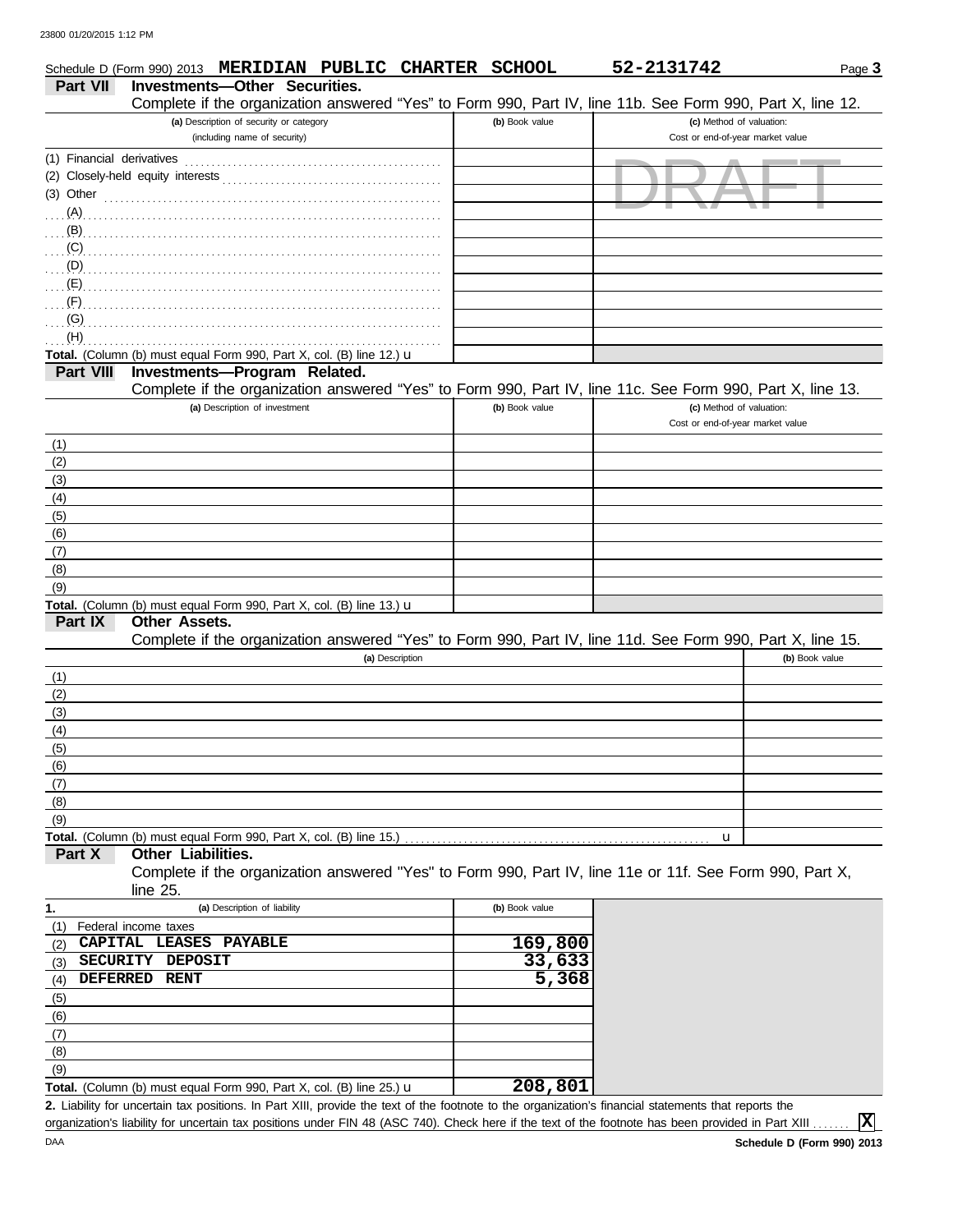Schedule D (Form 990) 2013 **MERIDIAN PUBLIC CHARTER SCHOOL** **52-2131742**

## Part VII Investments—Other Securities.

Complete if the organization answered "Yes" to Form 990, Part IV, line 11b. See Form 990, Part X, line 12.

| (a) Description of security or category (including name of security) | (b) Book value | (c) Method of valuation: Cost or end-of-year market value |
|---|---|---|
| (1) Financial derivatives | | |
| (2) Closely-held equity interests | | |
| (3) Other | | |
| (A) | | |
| (B) | | |
| (C) | | |
| (D) | | |
| (E) | | |
| (F) | | |
| (G) | | |
| (H) | | |
| **Total.** (Column (b) must equal Form 990, Part X, col. (B) line 12.) u | | |

DRAFT

## Part VIII Investments—Program Related.

Complete if the organization answered "Yes" to Form 990, Part IV, line 11c. See Form 990, Part X, line 13.

| (a) Description of investment | (b) Book value | (c) Method of valuation: Cost or end-of-year market value |
|---|---|---|
| (1) | | |
| (2) | | |
| (3) | | |
| (4) | | |
| (5) | | |
| (6) | | |
| (7) | | |
| (8) | | |
| (9) | | |
| **Total.** (Column (b) must equal Form 990, Part X, col. (B) line 13.) u | | |

## Part IX Other Assets.

Complete if the organization answered "Yes" to Form 990, Part IV, line 11d. See Form 990, Part X, line 15.

| (a) Description | (b) Book value |
|---|---|
| (1) | |
| (2) | |
| (3) | |
| (4) | |
| (5) | |
| (6) | |
| (7) | |
| (8) | |
| (9) | |
| **Total.** (Column (b) must equal Form 990, Part X, col. (B) line 15.) u | |

## Part X Other Liabilities.

Complete if the organization answered "Yes" to Form 990, Part IV, line 11e or 11f. See Form 990, Part X, line 25.

| 1. (a) Description of liability | (b) Book value |
|---|---|
| (1) Federal income taxes | |
| (2) CAPITAL LEASES PAYABLE | 169,800 |
| (3) SECURITY DEPOSIT | 33,633 |
| (4) DEFERRED RENT | 5,368 |
| (5) | |
| (6) | |
| (7) | |
| (8) | |
| (9) | |
| **Total.** (Column (b) must equal Form 990, Part X, col. (B) line 25.) u | 208,801 |

**2.** Liability for uncertain tax positions. In Part XIII, provide the text of the footnote to the organization's financial statements that reports the organization's liability for uncertain tax positions under FIN 48 (ASC 740). Check here if the text of the footnote has been provided in Part XIII ....... [X]

DAA **Schedule D (Form 990) 2013**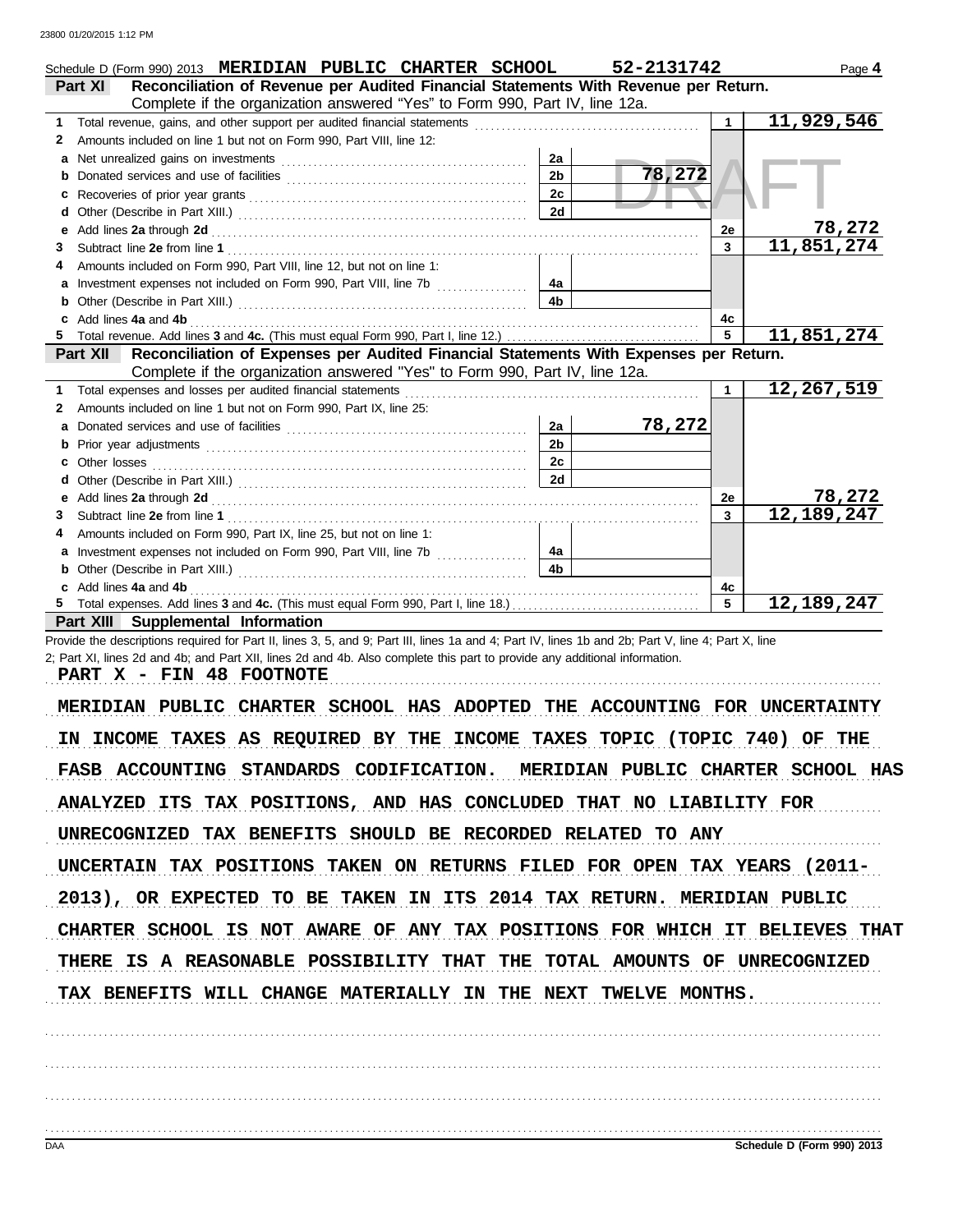Schedule D (Form 990) 2013 **MERIDIAN PUBLIC CHARTER SCHOOL** **52-2131742** Page **4**

**Part XI** **Reconciliation of Revenue per Audited Financial Statements With Revenue per Return.** Complete if the organization answered "Yes" to Form 990, Part IV, line 12a.

| | | | | | |
|---|---|---|---|---|---|
| **1** | Total revenue, gains, and other support per audited financial statements | | | 1 | 11,929,546 |
| **2** | Amounts included on line 1 but not on Form 990, Part VIII, line 12: | | | | |
| **a** | Net unrealized gains on investments | 2a | | | |
| **b** | Donated services and use of facilities | 2b | 78,272 | | |
| **c** | Recoveries of prior year grants | 2c | | | |
| **d** | Other (Describe in Part XIII.) | 2d | | | |
| **e** | Add lines **2a** through **2d** | | | 2e | 78,272 |
| **3** | Subtract line **2e** from line **1** | | | 3 | 11,851,274 |
| **4** | Amounts included on Form 990, Part VIII, line 12, but not on line 1: | | | | |
| **a** | Investment expenses not included on Form 990, Part VIII, line 7b | 4a | | | |
| **b** | Other (Describe in Part XIII.) | 4b | | | |
| **c** | Add lines **4a** and **4b** | | | 4c | |
| **5** | Total revenue. Add lines **3** and **4c.** (This must equal Form 990, Part I, line 12.) | | | 5 | 11,851,274 |

**Part XII** **Reconciliation of Expenses per Audited Financial Statements With Expenses per Return.** Complete if the organization answered "Yes" to Form 990, Part IV, line 12a.

| | | | | | |
|---|---|---|---|---|---|
| **1** | Total expenses and losses per audited financial statements | | | 1 | 12,267,519 |
| **2** | Amounts included on line 1 but not on Form 990, Part IX, line 25: | | | | |
| **a** | Donated services and use of facilities | 2a | 78,272 | | |
| **b** | Prior year adjustments | 2b | | | |
| **c** | Other losses | 2c | | | |
| **d** | Other (Describe in Part XIII.) | 2d | | | |
| **e** | Add lines **2a** through **2d** | | | 2e | 78,272 |
| **3** | Subtract line **2e** from line **1** | | | 3 | 12,189,247 |
| **4** | Amounts included on Form 990, Part IX, line 25, but not on line 1: | | | | |
| **a** | Investment expenses not included on Form 990, Part VIII, line 7b | 4a | | | |
| **b** | Other (Describe in Part XIII.) | 4b | | | |
| **c** | Add lines **4a** and **4b** | | | 4c | |
| **5** | Total expenses. Add lines **3** and **4c.** (This must equal Form 990, Part I, line 18.) | | | 5 | 12,189,247 |

**Part XIII** **Supplemental Information**

Provide the descriptions required for Part II, lines 3, 5, and 9; Part III, lines 1a and 4; Part IV, lines 1b and 2b; Part V, line 4; Part X, line 2; Part XI, lines 2d and 4b; and Part XII, lines 2d and 4b. Also complete this part to provide any additional information.

PART X - FIN 48 FOOTNOTE

MERIDIAN PUBLIC CHARTER SCHOOL HAS ADOPTED THE ACCOUNTING FOR UNCERTAINTY IN INCOME TAXES AS REQUIRED BY THE INCOME TAXES TOPIC (TOPIC 740) OF THE FASB ACCOUNTING STANDARDS CODIFICATION. MERIDIAN PUBLIC CHARTER SCHOOL HAS ANALYZED ITS TAX POSITIONS, AND HAS CONCLUDED THAT NO LIABILITY FOR UNRECOGNIZED TAX BENEFITS SHOULD BE RECORDED RELATED TO ANY UNCERTAIN TAX POSITIONS TAKEN ON RETURNS FILED FOR OPEN TAX YEARS (2011-2013), OR EXPECTED TO BE TAKEN IN ITS 2014 TAX RETURN. MERIDIAN PUBLIC CHARTER SCHOOL IS NOT AWARE OF ANY TAX POSITIONS FOR WHICH IT BELIEVES THAT THERE IS A REASONABLE POSSIBILITY THAT THE TOTAL AMOUNTS OF UNRECOGNIZED TAX BENEFITS WILL CHANGE MATERIALLY IN THE NEXT TWELVE MONTHS.

Schedule D (Form 990) 2013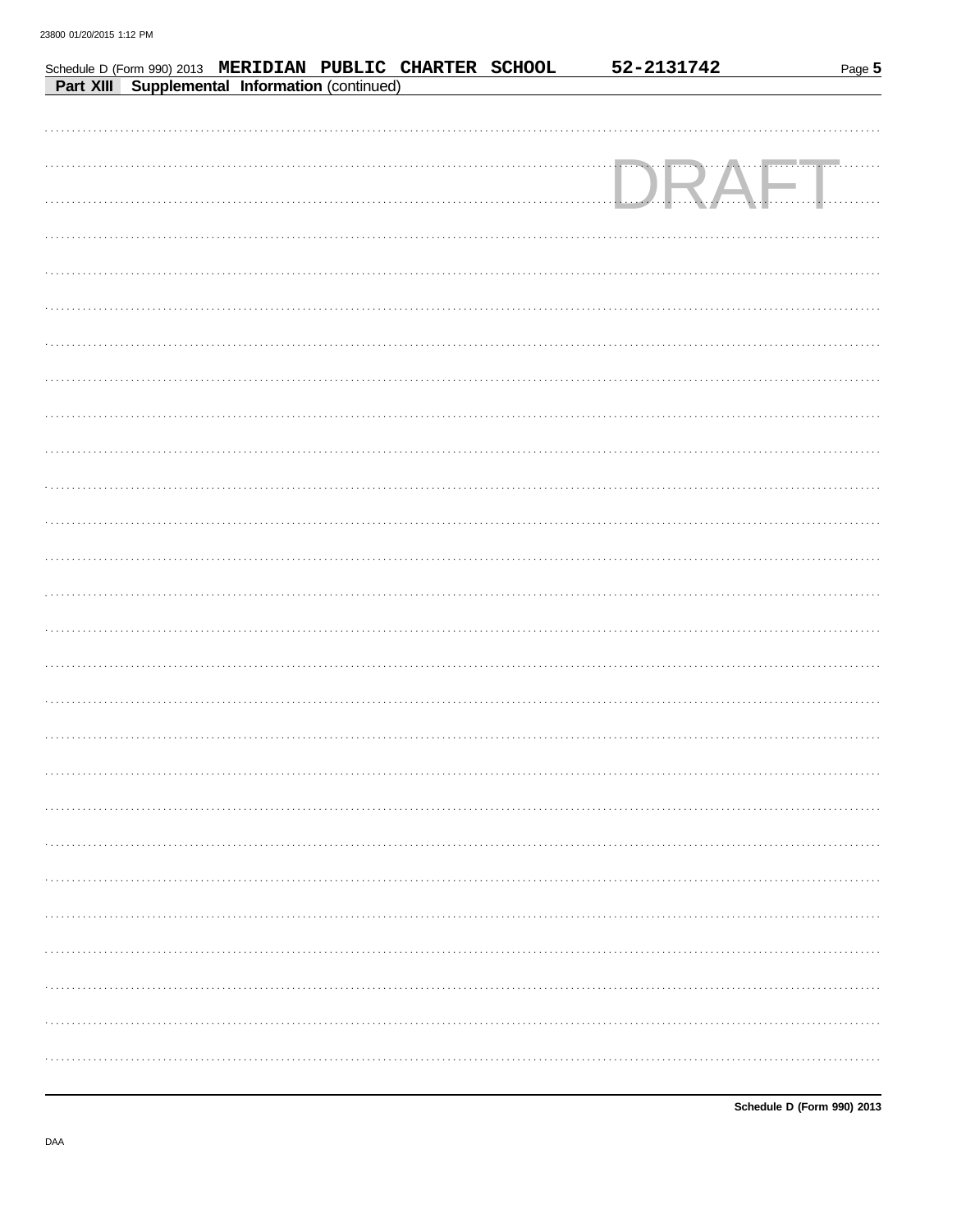Schedule D (Form 990) 2013 MERIDIAN PUBLIC CHARTER SCHOOL 52-2131742 Page 5

**Part XIII Supplemental Information** (continued)

DRAFT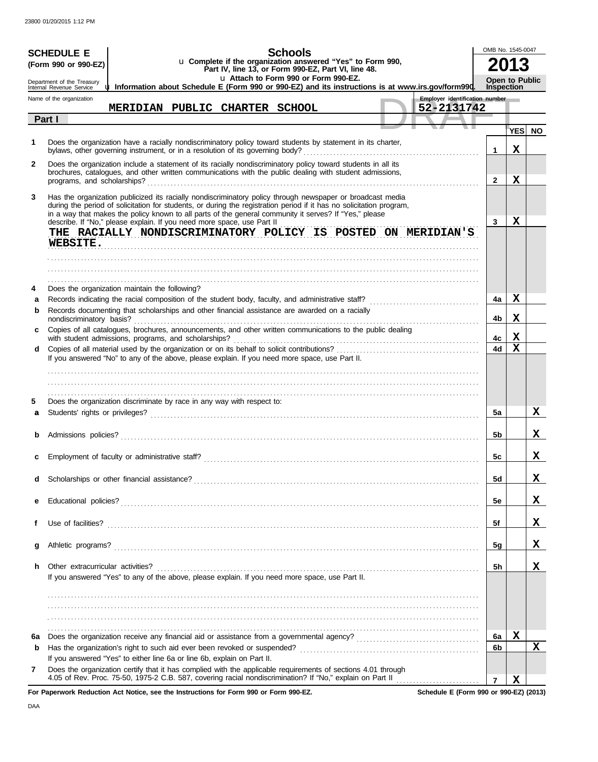**SCHEDULE E (Form 990 or 990-EZ)**

Department of the Treasury
Internal Revenue Service

# Schools

u Complete if the organization answered "Yes" to Form 990, Part IV, line 13, or Form 990-EZ, Part VI, line 48.
u Attach to Form 990 or Form 990-EZ.
u Information about Schedule E (Form 990 or 990-EZ) and its instructions is at www.irs.gov/form990.

OMB No. 1545-0047

**2013**

**Open to Public Inspection**

Name of the organization: **MERIDIAN PUBLIC CHARTER SCHOOL**

Employer identification number: **52-2131742**

DRAFT

## Part I

| | | | YES | NO |
|---|---|---|---|---|
| 1 | Does the organization have a racially nondiscriminatory policy toward students by statement in its charter, bylaws, other governing instrument, or in a resolution of its governing body? | 1 | X | |
| 2 | Does the organization include a statement of its racially nondiscriminatory policy toward students in all its brochures, catalogues, and other written communications with the public dealing with student admissions, programs, and scholarships? | 2 | X | |
| 3 | Has the organization publicized its racially nondiscriminatory policy through newspaper or broadcast media during the period of solicitation for students, or during the registration period if it has no solicitation program, in a way that makes the policy known to all parts of the general community it serves? If "Yes," please describe. If "No," please explain. If you need more space, use Part II<br>THE RACIALLY NONDISCRIMINATORY POLICY IS POSTED ON MERIDIAN'S WEBSITE. | 3 | X | |
| 4 | Does the organization maintain the following? | | | |
| a | Records indicating the racial composition of the student body, faculty, and administrative staff? | 4a | X | |
| b | Records documenting that scholarships and other financial assistance are awarded on a racially nondiscriminatory basis? | 4b | X | |
| c | Copies of all catalogues, brochures, announcements, and other written communications to the public dealing with student admissions, programs, and scholarships? | 4c | X | |
| d | Copies of all material used by the organization or on its behalf to solicit contributions?<br>If you answered "No" to any of the above, please explain. If you need more space, use Part II. | 4d | X | |
| 5 | Does the organization discriminate by race in any way with respect to: | | | |
| a | Students' rights or privileges? | 5a | | X |
| b | Admissions policies? | 5b | | X |
| c | Employment of faculty or administrative staff? | 5c | | X |
| d | Scholarships or other financial assistance? | 5d | | X |
| e | Educational policies? | 5e | | X |
| f | Use of facilities? | 5f | | X |
| g | Athletic programs? | 5g | | X |
| h | Other extracurricular activities?<br>If you answered "Yes" to any of the above, please explain. If you need more space, use Part II. | 5h | | X |
| 6a | Does the organization receive any financial aid or assistance from a governmental agency? | 6a | X | |
| b | Has the organization's right to such aid ever been revoked or suspended?<br>If you answered "Yes" to either line 6a or line 6b, explain on Part II. | 6b | | X |
| 7 | Does the organization certify that it has complied with the applicable requirements of sections 4.01 through 4.05 of Rev. Proc. 75-50, 1975-2 C.B. 587, covering racial nondiscrimination? If "No," explain on Part II | 7 | X | |

For Paperwork Reduction Act Notice, see the Instructions for Form 990 or Form 990-EZ.

Schedule E (Form 990 or 990-EZ) (2013)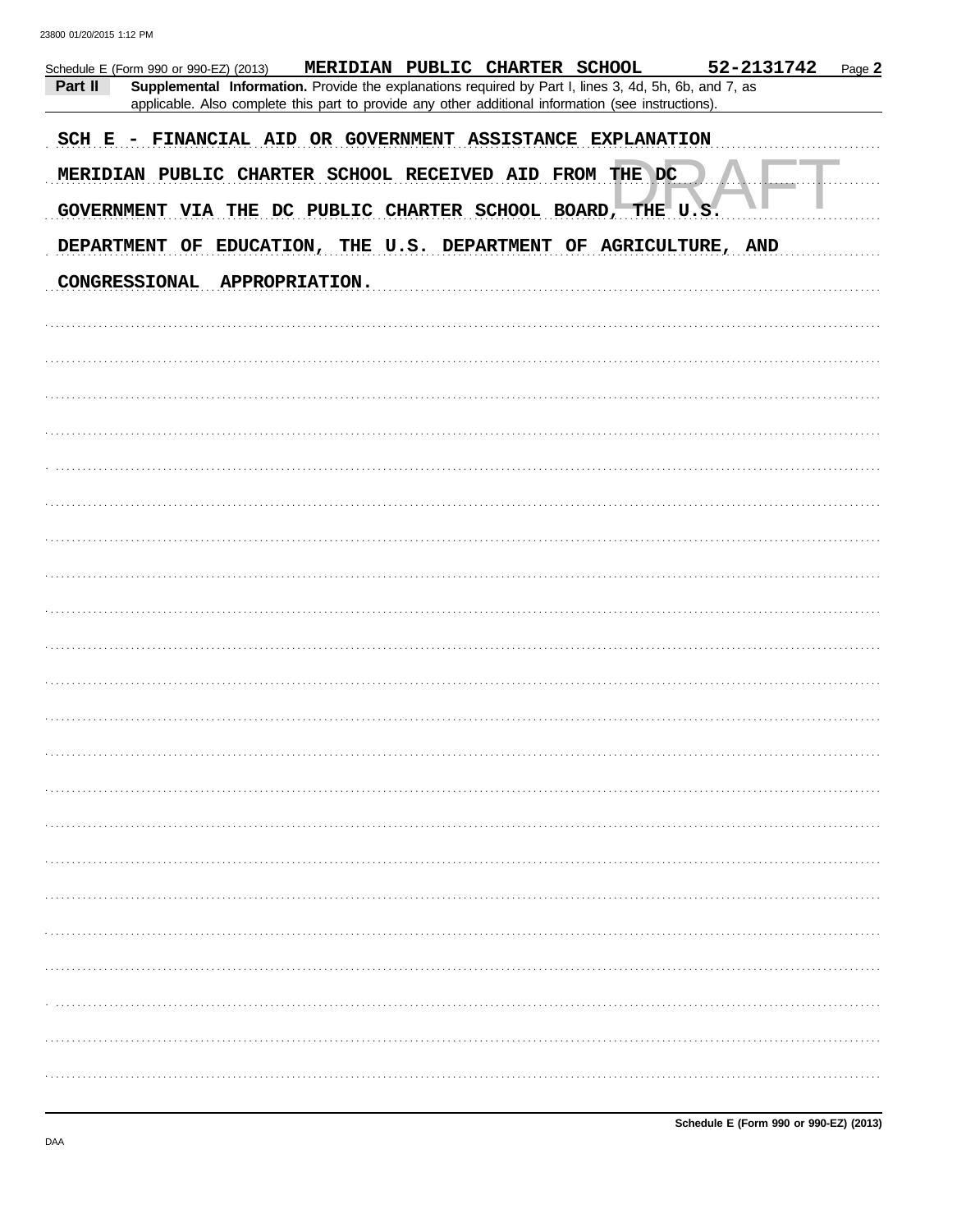Schedule E (Form 990 or 990-EZ) (2013) **MERIDIAN PUBLIC CHARTER SCHOOL** **52-2131742** Page **2**

**Part II** **Supplemental Information.** Provide the explanations required by Part I, lines 3, 4d, 5h, 6b, and 7, as applicable. Also complete this part to provide any other additional information (see instructions).

SCH E - FINANCIAL AID OR GOVERNMENT ASSISTANCE EXPLANATION

MERIDIAN PUBLIC CHARTER SCHOOL RECEIVED AID FROM THE DC GOVERNMENT VIA THE DC PUBLIC CHARTER SCHOOL BOARD, THE U.S. DEPARTMENT OF EDUCATION, THE U.S. DEPARTMENT OF AGRICULTURE, AND CONGRESSIONAL APPROPRIATION.

DRAFT

Schedule E (Form 990 or 990-EZ) (2013)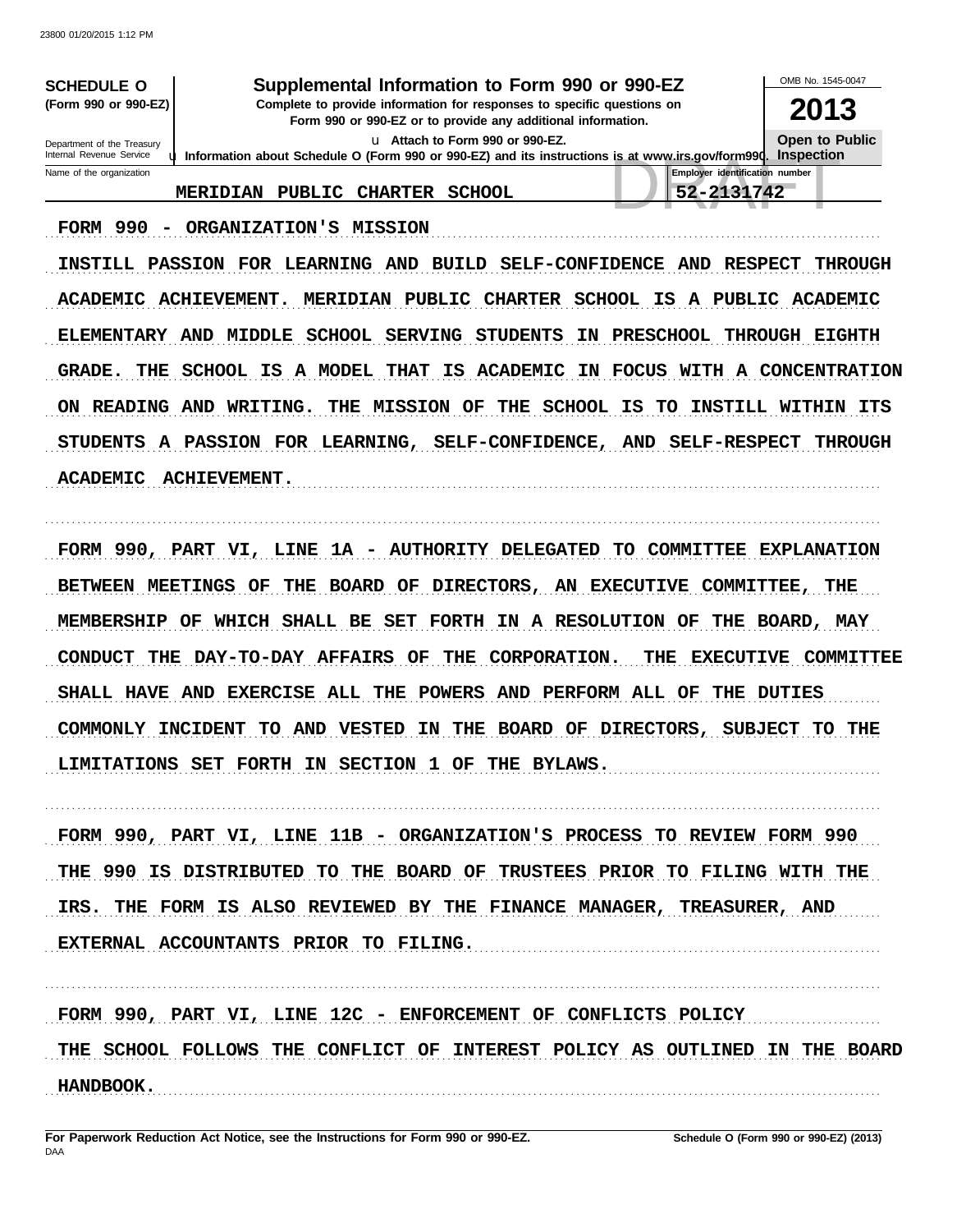**SCHEDULE O**
**(Form 990 or 990-EZ)**

Department of the Treasury
Internal Revenue Service

# Supplemental Information to Form 990 or 990-EZ

**Complete to provide information for responses to specific questions on Form 990 or 990-EZ or to provide any additional information.**

u Attach to Form 990 or 990-EZ.

u Information about Schedule O (Form 990 or 990-EZ) and its instructions is at www.irs.gov/form990.

OMB No. 1545-0047

**2013**

**Open to Public Inspection**

| Name of the organization | Employer identification number |
|---|---|
| MERIDIAN PUBLIC CHARTER SCHOOL | 52-2131742 |

FORM 990 - ORGANIZATION'S MISSION

INSTILL PASSION FOR LEARNING AND BUILD SELF-CONFIDENCE AND RESPECT THROUGH ACADEMIC ACHIEVEMENT. MERIDIAN PUBLIC CHARTER SCHOOL IS A PUBLIC ACADEMIC ELEMENTARY AND MIDDLE SCHOOL SERVING STUDENTS IN PRESCHOOL THROUGH EIGHTH GRADE. THE SCHOOL IS A MODEL THAT IS ACADEMIC IN FOCUS WITH A CONCENTRATION ON READING AND WRITING. THE MISSION OF THE SCHOOL IS TO INSTILL WITHIN ITS STUDENTS A PASSION FOR LEARNING, SELF-CONFIDENCE, AND SELF-RESPECT THROUGH ACADEMIC ACHIEVEMENT.

FORM 990, PART VI, LINE 1A - AUTHORITY DELEGATED TO COMMITTEE EXPLANATION

BETWEEN MEETINGS OF THE BOARD OF DIRECTORS, AN EXECUTIVE COMMITTEE, THE MEMBERSHIP OF WHICH SHALL BE SET FORTH IN A RESOLUTION OF THE BOARD, MAY CONDUCT THE DAY-TO-DAY AFFAIRS OF THE CORPORATION. THE EXECUTIVE COMMITTEE SHALL HAVE AND EXERCISE ALL THE POWERS AND PERFORM ALL OF THE DUTIES COMMONLY INCIDENT TO AND VESTED IN THE BOARD OF DIRECTORS, SUBJECT TO THE LIMITATIONS SET FORTH IN SECTION 1 OF THE BYLAWS.

FORM 990, PART VI, LINE 11B - ORGANIZATION'S PROCESS TO REVIEW FORM 990

THE 990 IS DISTRIBUTED TO THE BOARD OF TRUSTEES PRIOR TO FILING WITH THE IRS. THE FORM IS ALSO REVIEWED BY THE FINANCE MANAGER, TREASURER, AND EXTERNAL ACCOUNTANTS PRIOR TO FILING.

FORM 990, PART VI, LINE 12C - ENFORCEMENT OF CONFLICTS POLICY

THE SCHOOL FOLLOWS THE CONFLICT OF INTEREST POLICY AS OUTLINED IN THE BOARD HANDBOOK.

For Paperwork Reduction Act Notice, see the Instructions for Form 990 or 990-EZ.

Schedule O (Form 990 or 990-EZ) (2013)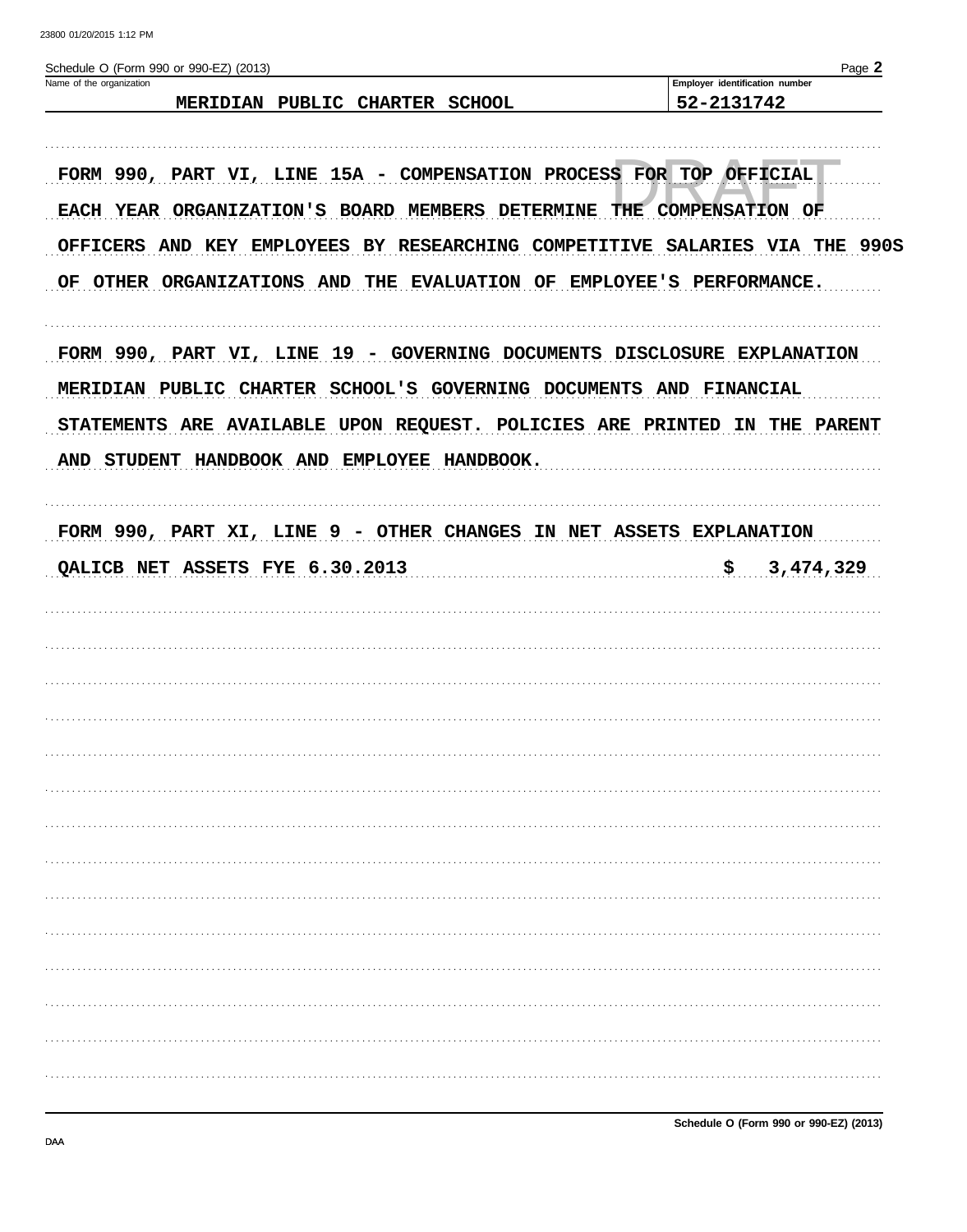Schedule O (Form 990 or 990-EZ) (2013) Page **2**

Name of the organization: **MERIDIAN PUBLIC CHARTER SCHOOL**

Employer identification number: **52-2131742**

FORM 990, PART VI, LINE 15A - COMPENSATION PROCESS FOR TOP OFFICIAL

EACH YEAR ORGANIZATION'S BOARD MEMBERS DETERMINE THE COMPENSATION OF OFFICERS AND KEY EMPLOYEES BY RESEARCHING COMPETITIVE SALARIES VIA THE 990S OF OTHER ORGANIZATIONS AND THE EVALUATION OF EMPLOYEE'S PERFORMANCE.

FORM 990, PART VI, LINE 19 - GOVERNING DOCUMENTS DISCLOSURE EXPLANATION

MERIDIAN PUBLIC CHARTER SCHOOL'S GOVERNING DOCUMENTS AND FINANCIAL STATEMENTS ARE AVAILABLE UPON REQUEST. POLICIES ARE PRINTED IN THE PARENT AND STUDENT HANDBOOK AND EMPLOYEE HANDBOOK.

FORM 990, PART XI, LINE 9 - OTHER CHANGES IN NET ASSETS EXPLANATION

QALICB NET ASSETS FYE 6.30.2013 $ 3,474,329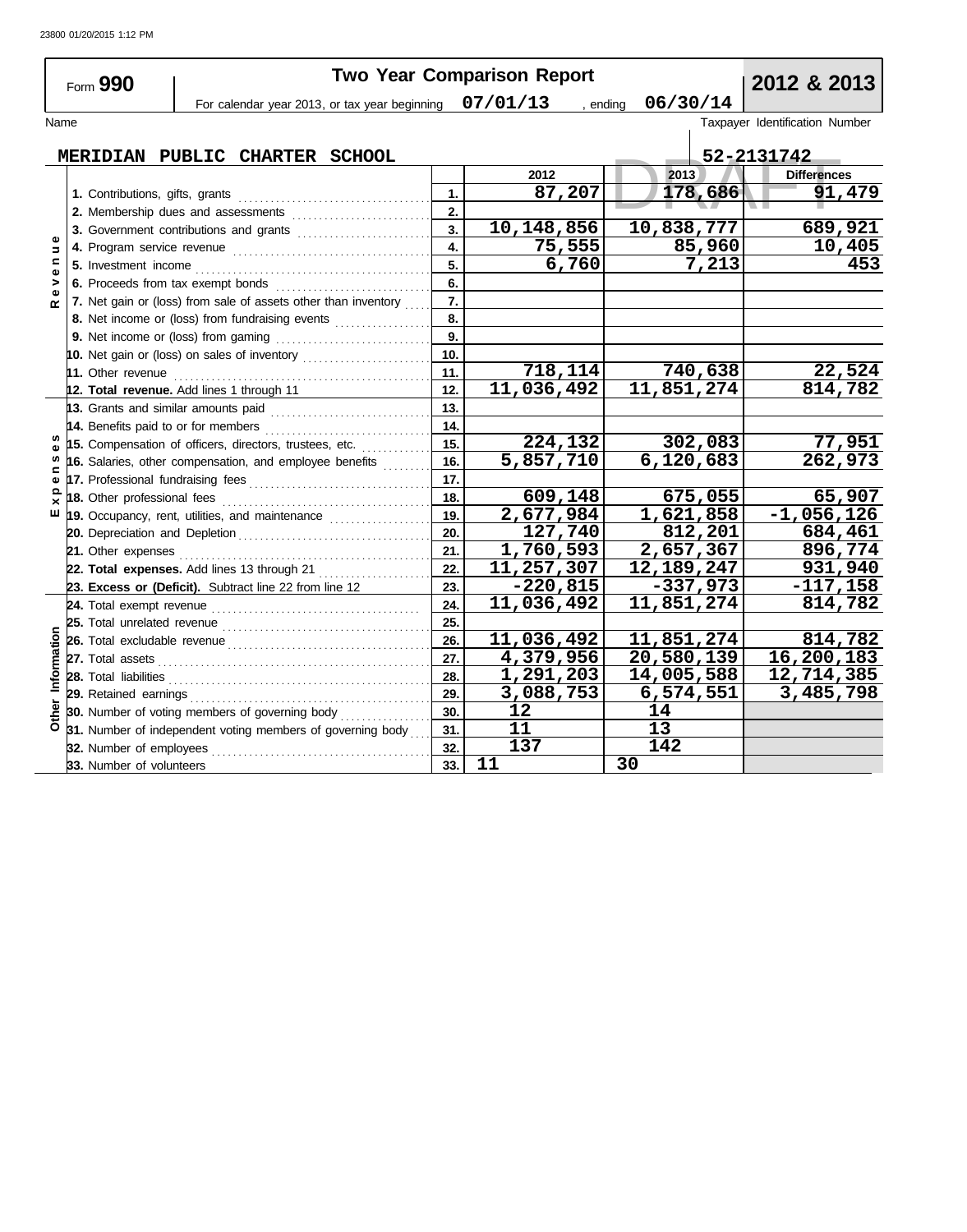23800 01/20/2015 1:12 PM

# Form 990 — Two Year Comparison Report — 2012 & 2013

For calendar year 2013, or tax year beginning 07/01/13, ending 06/30/14

| Name | Taxpayer Identification Number |
|---|---|
| MERIDIAN PUBLIC CHARTER SCHOOL | 52-2131742 |

DRAFT

| Section | Line | No. | 2012 | 2013 | Differences |
|---|---|---|---|---|---|
| Revenue | 1. Contributions, gifts, grants | 1. | 87,207 | 178,686 | 91,479 |
| | 2. Membership dues and assessments | 2. | | | |
| | 3. Government contributions and grants | 3. | 10,148,856 | 10,838,777 | 689,921 |
| | 4. Program service revenue | 4. | 75,555 | 85,960 | 10,405 |
| | 5. Investment income | 5. | 6,760 | 7,213 | 453 |
| | 6. Proceeds from tax exempt bonds | 6. | | | |
| | 7. Net gain or (loss) from sale of assets other than inventory | 7. | | | |
| | 8. Net income or (loss) from fundraising events | 8. | | | |
| | 9. Net income or (loss) from gaming | 9. | | | |
| | 10. Net gain or (loss) on sales of inventory | 10. | | | |
| | 11. Other revenue | 11. | 718,114 | 740,638 | 22,524 |
| | **12. Total revenue.** Add lines 1 through 11 | 12. | 11,036,492 | 11,851,274 | 814,782 |
| Expenses | 13. Grants and similar amounts paid | 13. | | | |
| | 14. Benefits paid to or for members | 14. | | | |
| | 15. Compensation of officers, directors, trustees, etc. | 15. | 224,132 | 302,083 | 77,951 |
| | 16. Salaries, other compensation, and employee benefits | 16. | 5,857,710 | 6,120,683 | 262,973 |
| | 17. Professional fundraising fees | 17. | | | |
| | 18. Other professional fees | 18. | 609,148 | 675,055 | 65,907 |
| | 19. Occupancy, rent, utilities, and maintenance | 19. | 2,677,984 | 1,621,858 | -1,056,126 |
| | 20. Depreciation and Depletion | 20. | 127,740 | 812,201 | 684,461 |
| | 21. Other expenses | 21. | 1,760,593 | 2,657,367 | 896,774 |
| | **22. Total expenses.** Add lines 13 through 21 | 22. | 11,257,307 | 12,189,247 | 931,940 |
| | **23. Excess or (Deficit).** Subtract line 22 from line 12 | 23. | -220,815 | -337,973 | -117,158 |
| Other Information | 24. Total exempt revenue | 24. | 11,036,492 | 11,851,274 | 814,782 |
| | 25. Total unrelated revenue | 25. | | | |
| | 26. Total excludable revenue | 26. | 11,036,492 | 11,851,274 | 814,782 |
| | 27. Total assets | 27. | 4,379,956 | 20,580,139 | 16,200,183 |
| | 28. Total liabilities | 28. | 1,291,203 | 14,005,588 | 12,714,385 |
| | 29. Retained earnings | 29. | 3,088,753 | 6,574,551 | 3,485,798 |
| | 30. Number of voting members of governing body | 30. | 12 | 14 | |
| | 31. Number of independent voting members of governing body | 31. | 11 | 13 | |
| | 32. Number of employees | 32. | 137 | 142 | |
| | 33. Number of volunteers | 33. | 11 | 30 | |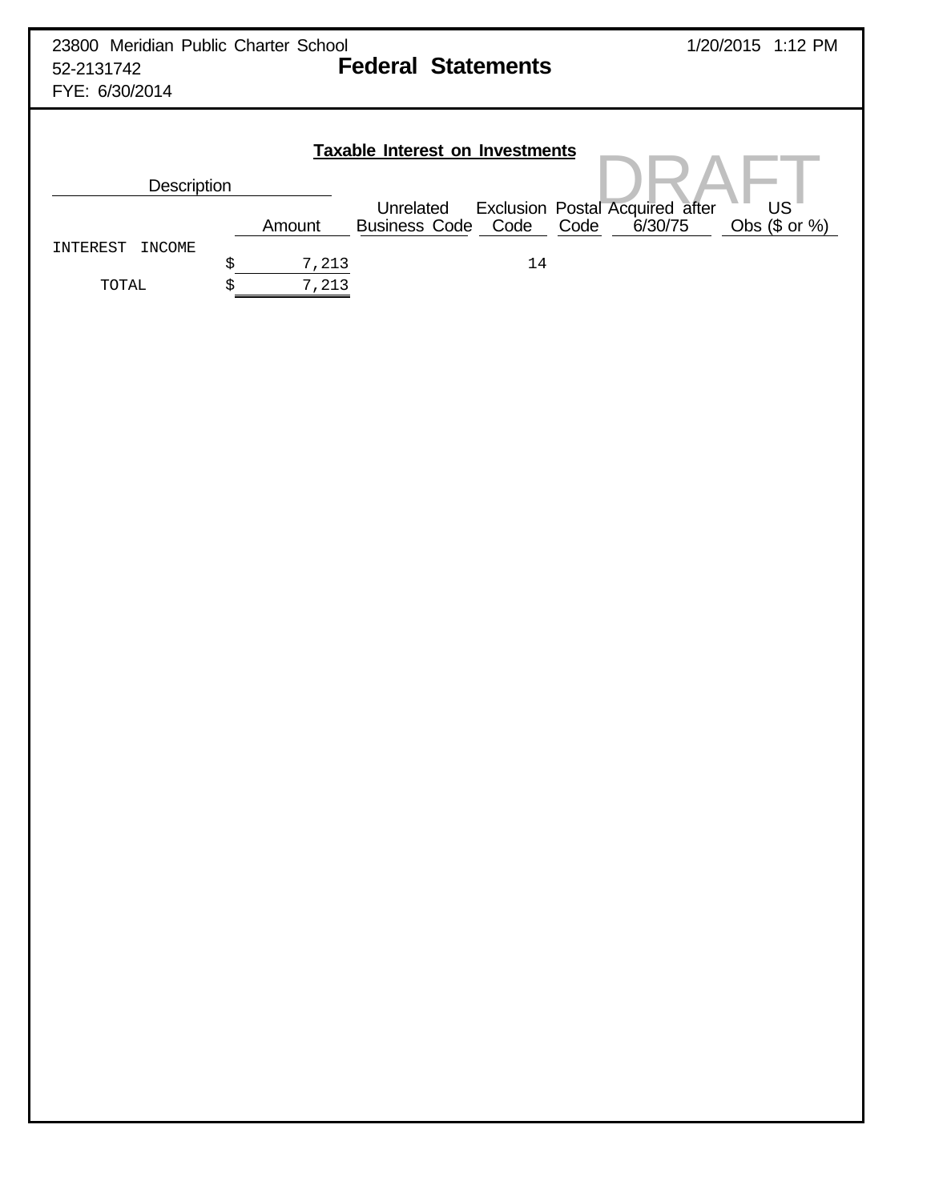23800 Meridian Public Charter School
52-2131742
FYE: 6/30/2014

1/20/2015 1:12 PM

# Federal Statements

DRAFT

## Taxable Interest on Investments

| Description | Amount | Unrelated Business Code | Exclusion Code | Postal Code | Acquired after 6/30/75 | US Obs ($ or %) |
|---|---|---|---|---|---|---|
| INTEREST INCOME | $ 7,213 | | 14 | | | |
| TOTAL | $ 7,213 | | | | | |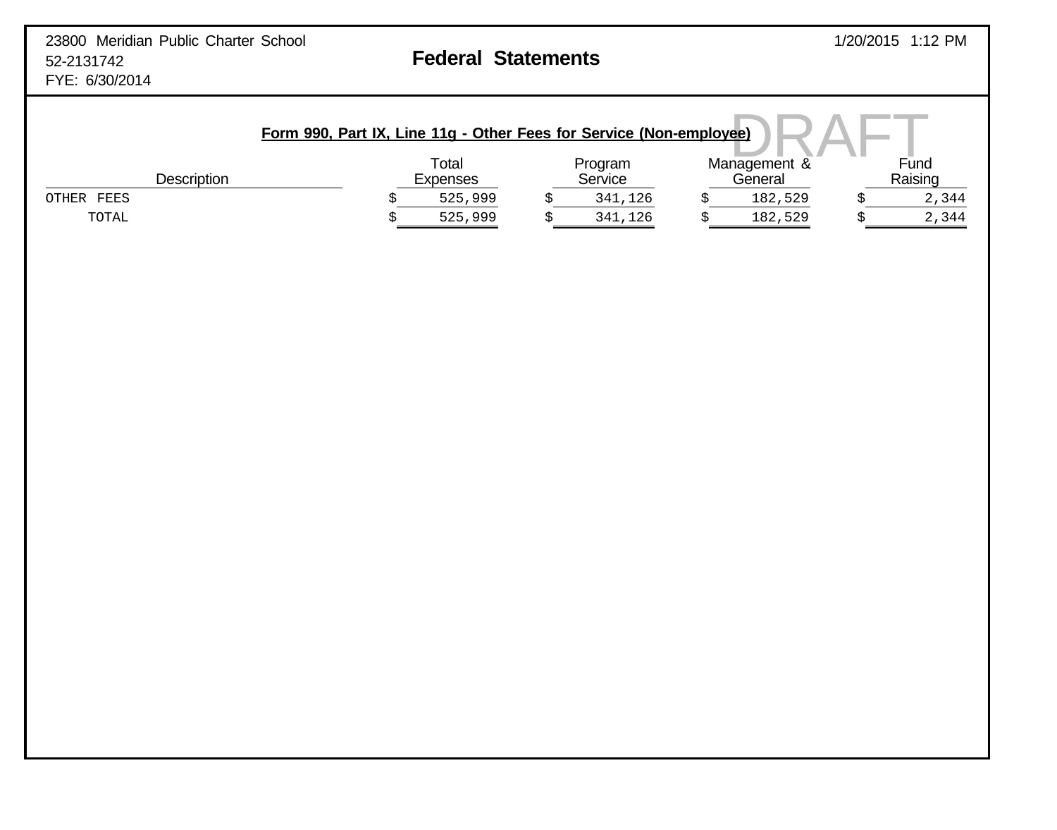23800 Meridian Public Charter School
52-2131742
FYE: 6/30/2014

# Federal Statements

1/20/2015 1:12 PM

DRAFT

## Form 990, Part IX, Line 11g - Other Fees for Service (Non-employee)

| Description | Total Expenses | Program Service | Management & General | Fund Raising |
|---|---|---|---|---|
| OTHER FEES | $ 525,999 | $ 341,126 | $ 182,529 | $ 2,344 |
| TOTAL | $ 525,999 | $ 341,126 | $ 182,529 | $ 2,344 |